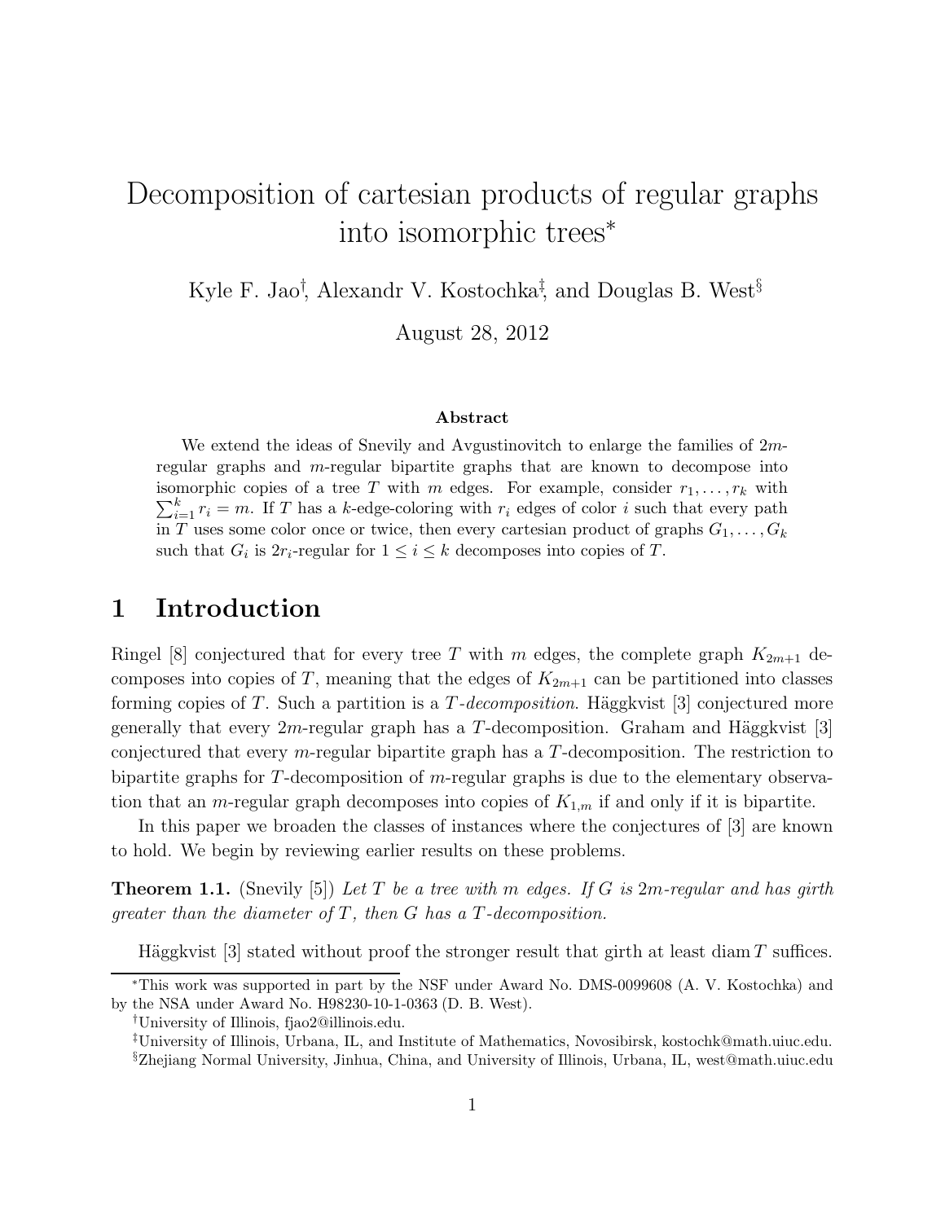# Decomposition of cartesian products of regular graphs into isomorphic trees*

Kyle F. Jao[†], Alexandr V. Kostochka[‡], and Douglas B. West[§]

August 28, 2012

### Abstract

We extend the ideas of Snevily and Avgustinovitch to enlarge the families of $2m$-regular graphs and $m$-regular bipartite graphs that are known to decompose into isomorphic copies of a tree $T$ with $m$ edges. For example, consider $r_1, \ldots, r_k$ with $\sum_{i=1}^{k} r_i = m$. If $T$ has a $k$-edge-coloring with $r_i$ edges of color $i$ such that every path in $T$ uses some color once or twice, then every cartesian product of graphs $G_1, \ldots, G_k$ such that $G_i$ is $2r_i$-regular for $1 \le i \le k$ decomposes into copies of $T$.

## 1 Introduction

Ringel [8] conjectured that for every tree $T$ with $m$ edges, the complete graph $K_{2m+1}$ decomposes into copies of $T$, meaning that the edges of $K_{2m+1}$ can be partitioned into classes forming copies of $T$. Such a partition is a *$T$-decomposition*. Häggkvist [3] conjectured more generally that every $2m$-regular graph has a $T$-decomposition. Graham and Häggkvist [3] conjectured that every $m$-regular bipartite graph has a $T$-decomposition. The restriction to bipartite graphs for $T$-decomposition of $m$-regular graphs is due to the elementary observation that an $m$-regular graph decomposes into copies of $K_{1,m}$ if and only if it is bipartite.

In this paper we broaden the classes of instances where the conjectures of [3] are known to hold. We begin by reviewing earlier results on these problems.

**Theorem 1.1.** (Snevily [5]) *Let $T$ be a tree with $m$ edges. If $G$ is $2m$-regular and has girth greater than the diameter of $T$, then $G$ has a $T$-decomposition.*

Häggkvist [3] stated without proof the stronger result that girth at least $\operatorname{diam} T$ suffices.

*This work was supported in part by the NSF under Award No. DMS-0099608 (A. V. Kostochka) and by the NSA under Award No. H98230-10-1-0363 (D. B. West).

[†]University of Illinois, fjao2@illinois.edu.

[‡]University of Illinois, Urbana, IL, and Institute of Mathematics, Novosibirsk, kostochk@math.uiuc.edu.

[§]Zhejiang Normal University, Jinhua, China, and University of Illinois, Urbana, IL, west@math.uiuc.edu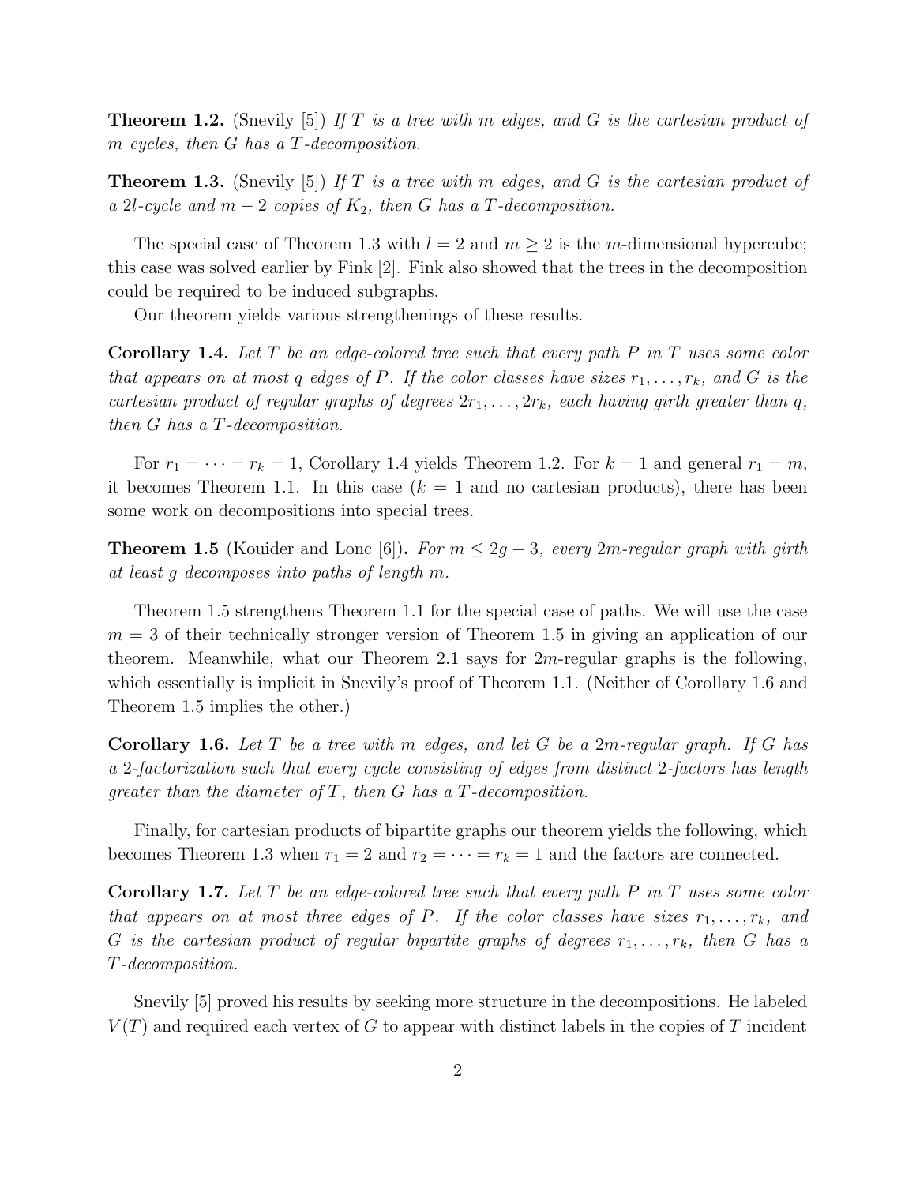**Theorem 1.2.** (Snevily [5]) *If $T$ is a tree with $m$ edges, and $G$ is the cartesian product of $m$ cycles, then $G$ has a $T$-decomposition.*

**Theorem 1.3.** (Snevily [5]) *If $T$ is a tree with $m$ edges, and $G$ is the cartesian product of a $2l$-cycle and $m-2$ copies of $K_2$, then $G$ has a $T$-decomposition.*

The special case of Theorem 1.3 with $l = 2$ and $m \geq 2$ is the $m$-dimensional hypercube; this case was solved earlier by Fink [2]. Fink also showed that the trees in the decomposition could be required to be induced subgraphs.

Our theorem yields various strengthenings of these results.

**Corollary 1.4.** *Let $T$ be an edge-colored tree such that every path $P$ in $T$ uses some color that appears on at most $q$ edges of $P$. If the color classes have sizes $r_1, \ldots, r_k$, and $G$ is the cartesian product of regular graphs of degrees $2r_1, \ldots, 2r_k$, each having girth greater than $q$, then $G$ has a $T$-decomposition.*

For $r_1 = \cdots = r_k = 1$, Corollary 1.4 yields Theorem 1.2. For $k = 1$ and general $r_1 = m$, it becomes Theorem 1.1. In this case ($k = 1$ and no cartesian products), there has been some work on decompositions into special trees.

**Theorem 1.5** (Kouider and Lonc [6])**.** *For $m \leq 2g - 3$, every $2m$-regular graph with girth at least $g$ decomposes into paths of length $m$.*

Theorem 1.5 strengthens Theorem 1.1 for the special case of paths. We will use the case $m = 3$ of their technically stronger version of Theorem 1.5 in giving an application of our theorem. Meanwhile, what our Theorem 2.1 says for $2m$-regular graphs is the following, which essentially is implicit in Snevily's proof of Theorem 1.1. (Neither of Corollary 1.6 and Theorem 1.5 implies the other.)

**Corollary 1.6.** *Let $T$ be a tree with $m$ edges, and let $G$ be a $2m$-regular graph. If $G$ has a 2-factorization such that every cycle consisting of edges from distinct 2-factors has length greater than the diameter of $T$, then $G$ has a $T$-decomposition.*

Finally, for cartesian products of bipartite graphs our theorem yields the following, which becomes Theorem 1.3 when $r_1 = 2$ and $r_2 = \cdots = r_k = 1$ and the factors are connected.

**Corollary 1.7.** *Let $T$ be an edge-colored tree such that every path $P$ in $T$ uses some color that appears on at most three edges of $P$. If the color classes have sizes $r_1, \ldots, r_k$, and $G$ is the cartesian product of regular bipartite graphs of degrees $r_1, \ldots, r_k$, then $G$ has a $T$-decomposition.*

Snevily [5] proved his results by seeking more structure in the decompositions. He labeled $V(T)$ and required each vertex of $G$ to appear with distinct labels in the copies of $T$ incident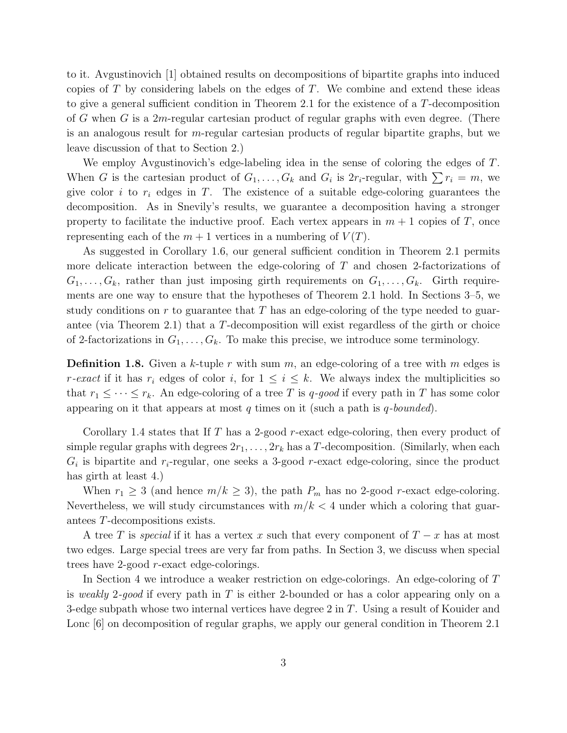to it. Avgustinovich [1] obtained results on decompositions of bipartite graphs into induced copies of $T$ by considering labels on the edges of $T$. We combine and extend these ideas to give a general sufficient condition in Theorem 2.1 for the existence of a $T$-decomposition of $G$ when $G$ is a $2m$-regular cartesian product of regular graphs with even degree. (There is an analogous result for $m$-regular cartesian products of regular bipartite graphs, but we leave discussion of that to Section 2.)

We employ Avgustinovich's edge-labeling idea in the sense of coloring the edges of $T$. When $G$ is the cartesian product of $G_1, \ldots, G_k$ and $G_i$ is $2r_i$-regular, with $\sum r_i = m$, we give color $i$ to $r_i$ edges in $T$. The existence of a suitable edge-coloring guarantees the decomposition. As in Snevily's results, we guarantee a decomposition having a stronger property to facilitate the inductive proof. Each vertex appears in $m+1$ copies of $T$, once representing each of the $m+1$ vertices in a numbering of $V(T)$.

As suggested in Corollary 1.6, our general sufficient condition in Theorem 2.1 permits more delicate interaction between the edge-coloring of $T$ and chosen 2-factorizations of $G_1, \ldots, G_k$, rather than just imposing girth requirements on $G_1, \ldots, G_k$. Girth requirements are one way to ensure that the hypotheses of Theorem 2.1 hold. In Sections 3–5, we study conditions on $r$ to guarantee that $T$ has an edge-coloring of the type needed to guarantee (via Theorem 2.1) that a $T$-decomposition will exist regardless of the girth or choice of 2-factorizations in $G_1, \ldots, G_k$. To make this precise, we introduce some terminology.

**Definition 1.8.** Given a $k$-tuple $r$ with sum $m$, an edge-coloring of a tree with $m$ edges is *$r$-exact* if it has $r_i$ edges of color $i$, for $1 \leq i \leq k$. We always index the multiplicities so that $r_1 \leq \cdots \leq r_k$. An edge-coloring of a tree $T$ is *$q$-good* if every path in $T$ has some color appearing on it that appears at most $q$ times on it (such a path is *$q$-bounded*).

Corollary 1.4 states that If $T$ has a 2-good $r$-exact edge-coloring, then every product of simple regular graphs with degrees $2r_1, \ldots, 2r_k$ has a $T$-decomposition. (Similarly, when each $G_i$ is bipartite and $r_i$-regular, one seeks a 3-good $r$-exact edge-coloring, since the product has girth at least 4.)

When $r_1 \geq 3$ (and hence $m/k \geq 3$), the path $P_m$ has no 2-good $r$-exact edge-coloring. Nevertheless, we will study circumstances with $m/k < 4$ under which a coloring that guarantees $T$-decompositions exists.

A tree $T$ is *special* if it has a vertex $x$ such that every component of $T - x$ has at most two edges. Large special trees are very far from paths. In Section 3, we discuss when special trees have 2-good $r$-exact edge-colorings.

In Section 4 we introduce a weaker restriction on edge-colorings. An edge-coloring of $T$ is *weakly 2-good* if every path in $T$ is either 2-bounded or has a color appearing only on a 3-edge subpath whose two internal vertices have degree 2 in $T$. Using a result of Kouider and Lonc [6] on decomposition of regular graphs, we apply our general condition in Theorem 2.1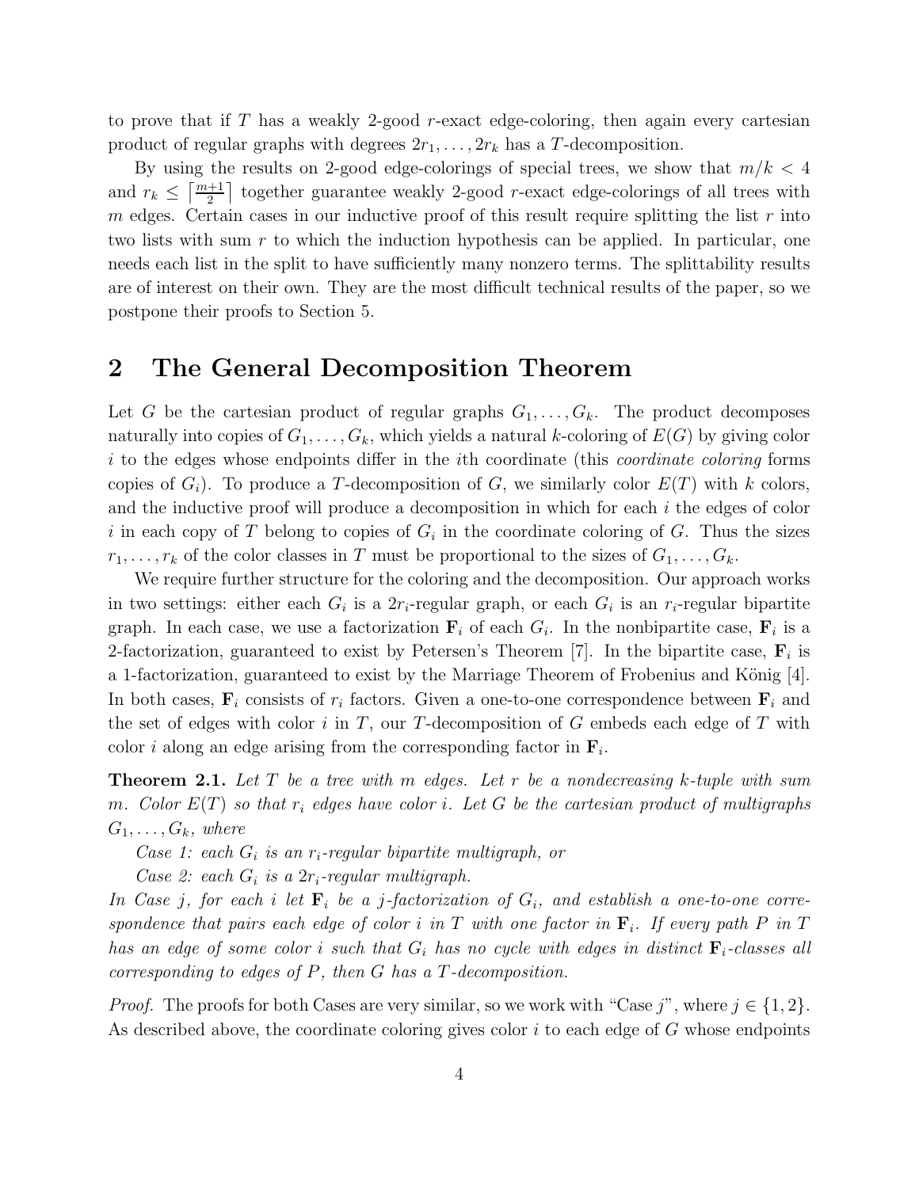to prove that if $T$ has a weakly 2-good $r$-exact edge-coloring, then again every cartesian product of regular graphs with degrees $2r_1, \ldots, 2r_k$ has a $T$-decomposition.

By using the results on 2-good edge-colorings of special trees, we show that $m/k < 4$ and $r_k \le \lceil \frac{m+1}{2} \rceil$ together guarantee weakly 2-good $r$-exact edge-colorings of all trees with $m$ edges. Certain cases in our inductive proof of this result require splitting the list $r$ into two lists with sum $r$ to which the induction hypothesis can be applied. In particular, one needs each list in the split to have sufficiently many nonzero terms. The splittability results are of interest on their own. They are the most difficult technical results of the paper, so we postpone their proofs to Section 5.

## 2 The General Decomposition Theorem

Let $G$ be the cartesian product of regular graphs $G_1, \ldots, G_k$. The product decomposes naturally into copies of $G_1, \ldots, G_k$, which yields a natural $k$-coloring of $E(G)$ by giving color $i$ to the edges whose endpoints differ in the $i$th coordinate (this *coordinate coloring* forms copies of $G_i$). To produce a $T$-decomposition of $G$, we similarly color $E(T)$ with $k$ colors, and the inductive proof will produce a decomposition in which for each $i$ the edges of color $i$ in each copy of $T$ belong to copies of $G_i$ in the coordinate coloring of $G$. Thus the sizes $r_1, \ldots, r_k$ of the color classes in $T$ must be proportional to the sizes of $G_1, \ldots, G_k$.

We require further structure for the coloring and the decomposition. Our approach works in two settings: either each $G_i$ is a $2r_i$-regular graph, or each $G_i$ is an $r_i$-regular bipartite graph. In each case, we use a factorization $\mathbf{F}_i$ of each $G_i$. In the nonbipartite case, $\mathbf{F}_i$ is a 2-factorization, guaranteed to exist by Petersen's Theorem [7]. In the bipartite case, $\mathbf{F}_i$ is a 1-factorization, guaranteed to exist by the Marriage Theorem of Frobenius and König [4]. In both cases, $\mathbf{F}_i$ consists of $r_i$ factors. Given a one-to-one correspondence between $\mathbf{F}_i$ and the set of edges with color $i$ in $T$, our $T$-decomposition of $G$ embeds each edge of $T$ with color $i$ along an edge arising from the corresponding factor in $\mathbf{F}_i$.

**Theorem 2.1.** *Let $T$ be a tree with $m$ edges. Let $r$ be a nondecreasing $k$-tuple with sum $m$. Color $E(T)$ so that $r_i$ edges have color $i$. Let $G$ be the cartesian product of multigraphs $G_1, \ldots, G_k$, where*

*Case 1: each $G_i$ is an $r_i$-regular bipartite multigraph, or*

*Case 2: each $G_i$ is a $2r_i$-regular multigraph.*

*In Case $j$, for each $i$ let $\mathbf{F}_i$ be a $j$-factorization of $G_i$, and establish a one-to-one correspondence that pairs each edge of color $i$ in $T$ with one factor in $\mathbf{F}_i$. If every path $P$ in $T$ has an edge of some color $i$ such that $G_i$ has no cycle with edges in distinct $\mathbf{F}_i$-classes all corresponding to edges of $P$, then $G$ has a $T$-decomposition.*

*Proof.* The proofs for both Cases are very similar, so we work with "Case $j$", where $j \in \{1, 2\}$. As described above, the coordinate coloring gives color $i$ to each edge of $G$ whose endpoints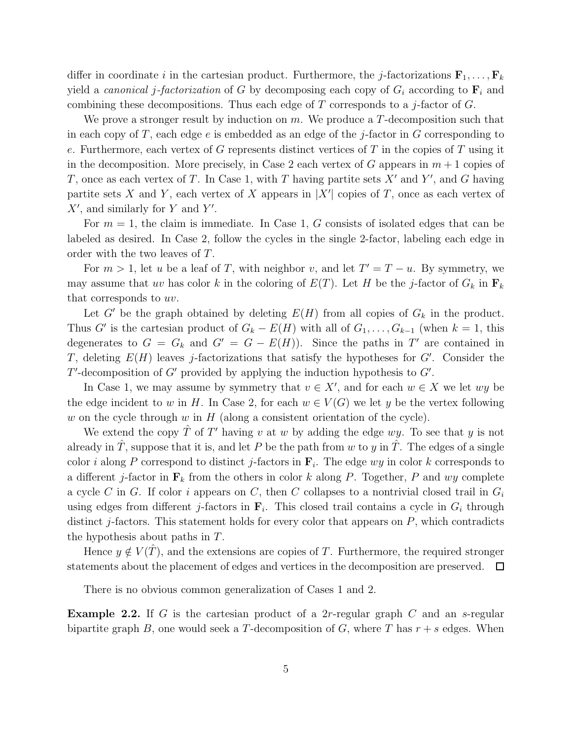differ in coordinate $i$ in the cartesian product. Furthermore, the $j$-factorizations $\mathbf{F}_1, \ldots, \mathbf{F}_k$ yield a *canonical $j$-factorization* of $G$ by decomposing each copy of $G_i$ according to $\mathbf{F}_i$ and combining these decompositions. Thus each edge of $T$ corresponds to a $j$-factor of $G$.

We prove a stronger result by induction on $m$. We produce a $T$-decomposition such that in each copy of $T$, each edge $e$ is embedded as an edge of the $j$-factor in $G$ corresponding to $e$. Furthermore, each vertex of $G$ represents distinct vertices of $T$ in the copies of $T$ using it in the decomposition. More precisely, in Case 2 each vertex of $G$ appears in $m+1$ copies of $T$, once as each vertex of $T$. In Case 1, with $T$ having partite sets $X'$ and $Y'$, and $G$ having partite sets $X$ and $Y$, each vertex of $X$ appears in $|X'|$ copies of $T$, once as each vertex of $X'$, and similarly for $Y$ and $Y'$.

For $m = 1$, the claim is immediate. In Case 1, $G$ consists of isolated edges that can be labeled as desired. In Case 2, follow the cycles in the single 2-factor, labeling each edge in order with the two leaves of $T$.

For $m > 1$, let $u$ be a leaf of $T$, with neighbor $v$, and let $T' = T - u$. By symmetry, we may assume that $uv$ has color $k$ in the coloring of $E(T)$. Let $H$ be the $j$-factor of $G_k$ in $\mathbf{F}_k$ that corresponds to $uv$.

Let $G'$ be the graph obtained by deleting $E(H)$ from all copies of $G_k$ in the product. Thus $G'$ is the cartesian product of $G_k - E(H)$ with all of $G_1, \ldots, G_{k-1}$ (when $k = 1$, this degenerates to $G = G_k$ and $G' = G - E(H)$). Since the paths in $T'$ are contained in $T$, deleting $E(H)$ leaves $j$-factorizations that satisfy the hypotheses for $G'$. Consider the $T'$-decomposition of $G'$ provided by applying the induction hypothesis to $G'$.

In Case 1, we may assume by symmetry that $v \in X'$, and for each $w \in X$ we let $wy$ be the edge incident to $w$ in $H$. In Case 2, for each $w \in V(G)$ we let $y$ be the vertex following $w$ on the cycle through $w$ in $H$ (along a consistent orientation of the cycle).

We extend the copy $\hat{T}$ of $T'$ having $v$ at $w$ by adding the edge $wy$. To see that $y$ is not already in $\hat{T}$, suppose that it is, and let $P$ be the path from $w$ to $y$ in $\hat{T}$. The edges of a single color $i$ along $P$ correspond to distinct $j$-factors in $\mathbf{F}_i$. The edge $wy$ in color $k$ corresponds to a different $j$-factor in $\mathbf{F}_k$ from the others in color $k$ along $P$. Together, $P$ and $wy$ complete a cycle $C$ in $G$. If color $i$ appears on $C$, then $C$ collapses to a nontrivial closed trail in $G_i$ using edges from different $j$-factors in $\mathbf{F}_i$. This closed trail contains a cycle in $G_i$ through distinct $j$-factors. This statement holds for every color that appears on $P$, which contradicts the hypothesis about paths in $T$.

Hence $y \notin V(\hat{T})$, and the extensions are copies of $T$. Furthermore, the required stronger statements about the placement of edges and vertices in the decomposition are preserved. $\square$

There is no obvious common generalization of Cases 1 and 2.

**Example 2.2.** If $G$ is the cartesian product of a $2r$-regular graph $C$ and an $s$-regular bipartite graph $B$, one would seek a $T$-decomposition of $G$, where $T$ has $r + s$ edges. When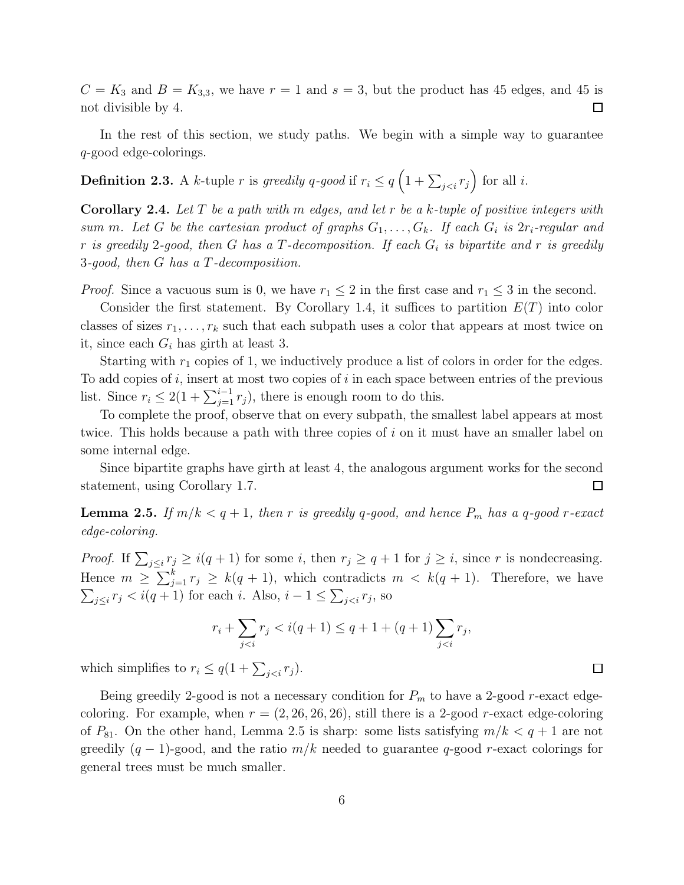$C = K_3$ and $B = K_{3,3}$, we have $r = 1$ and $s = 3$, but the product has 45 edges, and 45 is not divisible by 4. $\square$

In the rest of this section, we study paths. We begin with a simple way to guarantee $q$-good edge-colorings.

**Definition 2.3.** A $k$-tuple $r$ is *greedily $q$-good* if $r_i \le q\left(1 + \sum_{j<i} r_j\right)$ for all $i$.

**Corollary 2.4.** *Let $T$ be a path with $m$ edges, and let $r$ be a $k$-tuple of positive integers with sum $m$. Let $G$ be the cartesian product of graphs $G_1, \ldots, G_k$. If each $G_i$ is $2r_i$-regular and $r$ is greedily 2-good, then $G$ has a $T$-decomposition. If each $G_i$ is bipartite and $r$ is greedily 3-good, then $G$ has a $T$-decomposition.*

*Proof.* Since a vacuous sum is 0, we have $r_1 \le 2$ in the first case and $r_1 \le 3$ in the second.

Consider the first statement. By Corollary 1.4, it suffices to partition $E(T)$ into color classes of sizes $r_1, \ldots, r_k$ such that each subpath uses a color that appears at most twice on it, since each $G_i$ has girth at least 3.

Starting with $r_1$ copies of 1, we inductively produce a list of colors in order for the edges. To add copies of $i$, insert at most two copies of $i$ in each space between entries of the previous list. Since $r_i \le 2(1 + \sum_{j=1}^{i-1} r_j)$, there is enough room to do this.

To complete the proof, observe that on every subpath, the smallest label appears at most twice. This holds because a path with three copies of $i$ on it must have an smaller label on some internal edge.

Since bipartite graphs have girth at least 4, the analogous argument works for the second statement, using Corollary 1.7. $\square$

**Lemma 2.5.** *If $m/k < q + 1$, then $r$ is greedily $q$-good, and hence $P_m$ has a $q$-good $r$-exact edge-coloring.*

*Proof.* If $\sum_{j\le i} r_j \ge i(q + 1)$ for some $i$, then $r_j \ge q + 1$ for $j \ge i$, since $r$ is nondecreasing. Hence $m \ge \sum_{j=1}^{k} r_j \ge k(q + 1)$, which contradicts $m < k(q + 1)$. Therefore, we have $\sum_{j\le i} r_j < i(q + 1)$ for each $i$. Also, $i - 1 \le \sum_{j<i} r_j$, so

$$r_i + \sum_{j<i} r_j < i(q + 1) \le q + 1 + (q + 1)\sum_{j<i} r_j,$$

which simplifies to $r_i \le q(1 + \sum_{j<i} r_j)$. $\square$

Being greedily 2-good is not a necessary condition for $P_m$ to have a 2-good $r$-exact edge-coloring. For example, when $r = (2, 26, 26, 26)$, still there is a 2-good $r$-exact edge-coloring of $P_{81}$. On the other hand, Lemma 2.5 is sharp: some lists satisfying $m/k < q + 1$ are not greedily $(q - 1)$-good, and the ratio $m/k$ needed to guarantee $q$-good $r$-exact colorings for general trees must be much smaller.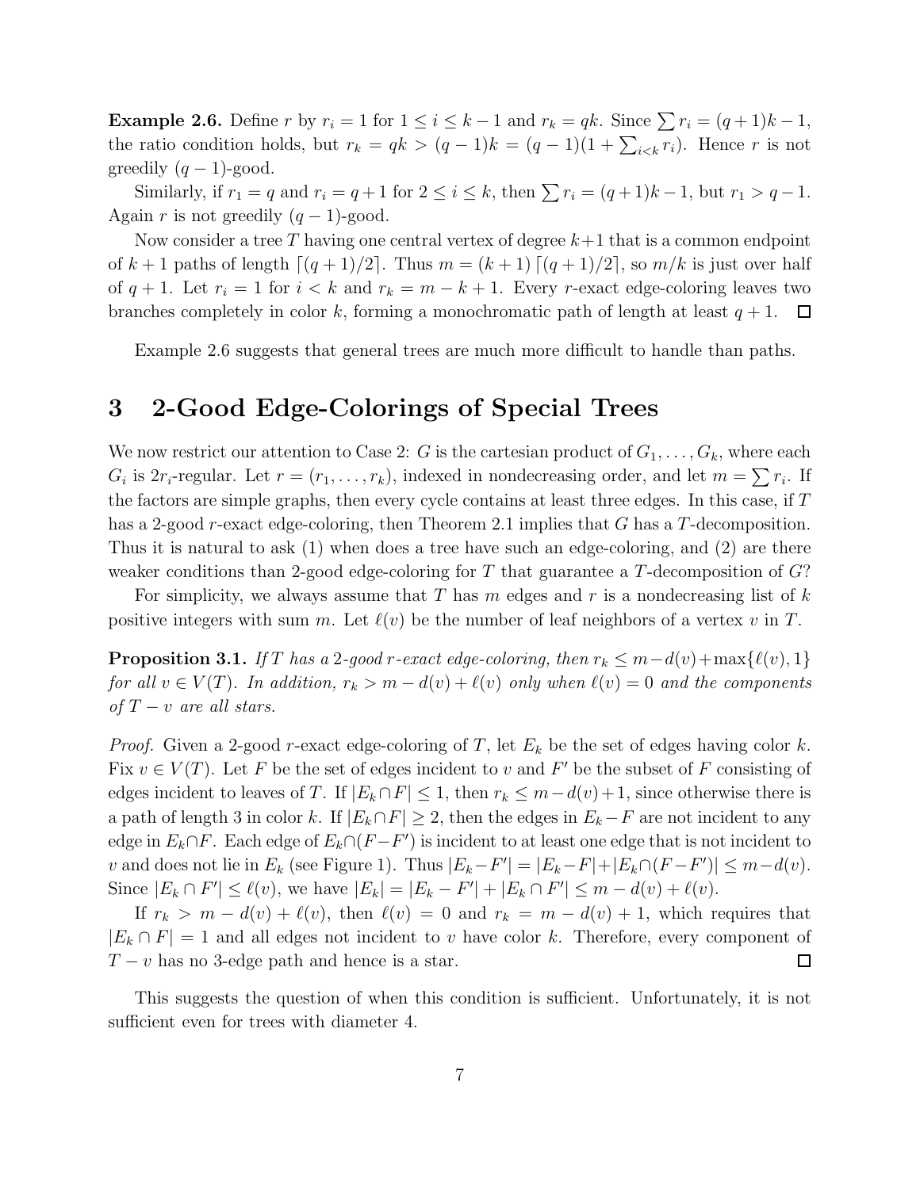**Example 2.6.** Define $r$ by $r_i = 1$ for $1 \le i \le k-1$ and $r_k = qk$. Since $\sum r_i = (q+1)k - 1$, the ratio condition holds, but $r_k = qk > (q-1)k = (q-1)(1 + \sum_{i<k} r_i)$. Hence $r$ is not greedily $(q-1)$-good.

Similarly, if $r_1 = q$ and $r_i = q+1$ for $2 \le i \le k$, then $\sum r_i = (q+1)k - 1$, but $r_1 > q-1$. Again $r$ is not greedily $(q-1)$-good.

Now consider a tree $T$ having one central vertex of degree $k+1$ that is a common endpoint of $k+1$ paths of length $\lceil (q+1)/2 \rceil$. Thus $m = (k+1)\lceil (q+1)/2 \rceil$, so $m/k$ is just over half of $q+1$. Let $r_i = 1$ for $i < k$ and $r_k = m - k + 1$. Every $r$-exact edge-coloring leaves two branches completely in color $k$, forming a monochromatic path of length at least $q+1$. $\square$

Example 2.6 suggests that general trees are much more difficult to handle than paths.

# 3 2-Good Edge-Colorings of Special Trees

We now restrict our attention to Case 2: $G$ is the cartesian product of $G_1, \ldots, G_k$, where each $G_i$ is $2r_i$-regular. Let $r = (r_1, \ldots, r_k)$, indexed in nondecreasing order, and let $m = \sum r_i$. If the factors are simple graphs, then every cycle contains at least three edges. In this case, if $T$ has a 2-good $r$-exact edge-coloring, then Theorem 2.1 implies that $G$ has a $T$-decomposition. Thus it is natural to ask (1) when does a tree have such an edge-coloring, and (2) are there weaker conditions than 2-good edge-coloring for $T$ that guarantee a $T$-decomposition of $G$?

For simplicity, we always assume that $T$ has $m$ edges and $r$ is a nondecreasing list of $k$ positive integers with sum $m$. Let $\ell(v)$ be the number of leaf neighbors of a vertex $v$ in $T$.

**Proposition 3.1.** *If $T$ has a 2-good $r$-exact edge-coloring, then $r_k \le m - d(v) + \max\{\ell(v), 1\}$ for all $v \in V(T)$. In addition, $r_k > m - d(v) + \ell(v)$ only when $\ell(v) = 0$ and the components of $T - v$ are all stars.*

*Proof.* Given a 2-good $r$-exact edge-coloring of $T$, let $E_k$ be the set of edges having color $k$. Fix $v \in V(T)$. Let $F$ be the set of edges incident to $v$ and $F'$ be the subset of $F$ consisting of edges incident to leaves of $T$. If $|E_k \cap F| \le 1$, then $r_k \le m - d(v) + 1$, since otherwise there is a path of length 3 in color $k$. If $|E_k \cap F| \ge 2$, then the edges in $E_k - F$ are not incident to any edge in $E_k \cap F$. Each edge of $E_k \cap (F - F')$ is incident to at least one edge that is not incident to $v$ and does not lie in $E_k$ (see Figure 1). Thus $|E_k - F'| = |E_k - F| + |E_k \cap (F - F')| \le m - d(v)$. Since $|E_k \cap F'| \le \ell(v)$, we have $|E_k| = |E_k - F'| + |E_k \cap F'| \le m - d(v) + \ell(v)$.

If $r_k > m - d(v) + \ell(v)$, then $\ell(v) = 0$ and $r_k = m - d(v) + 1$, which requires that $|E_k \cap F| = 1$ and all edges not incident to $v$ have color $k$. Therefore, every component of $T - v$ has no 3-edge path and hence is a star. $\square$

This suggests the question of when this condition is sufficient. Unfortunately, it is not sufficient even for trees with diameter 4.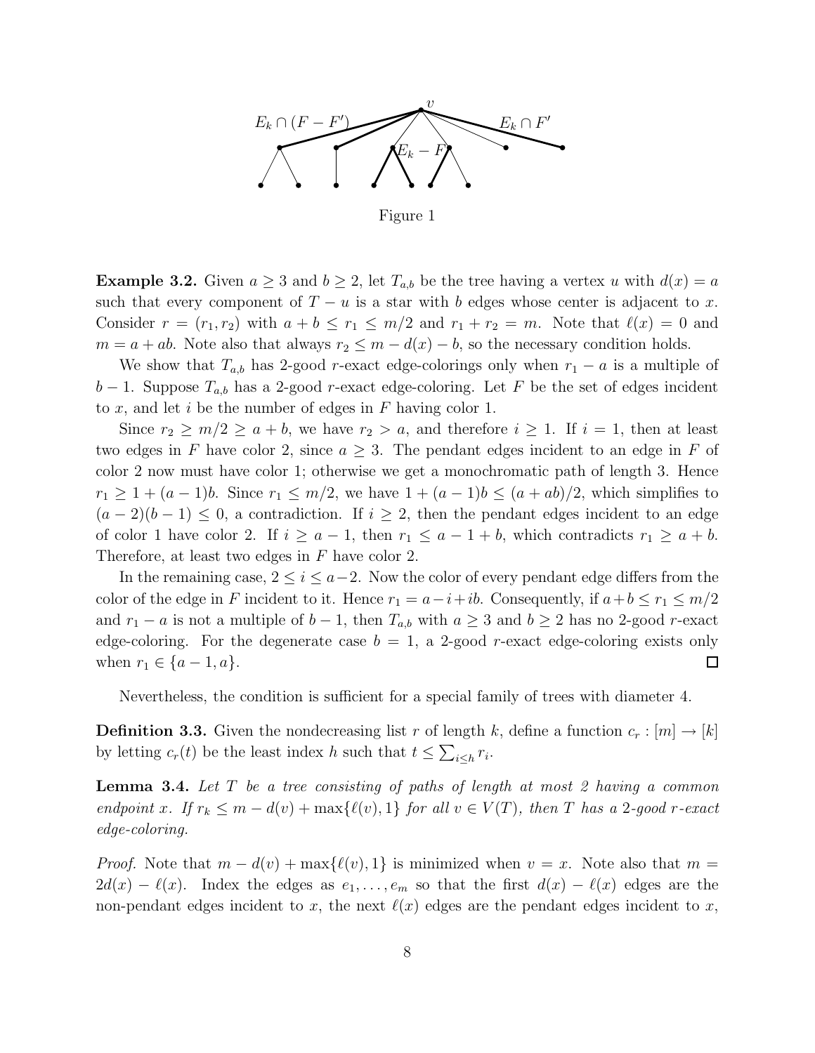$E_k \cap (F - F')$ $v$ $E_k \cap F'$ $E_k - F$

Figure 1

**Example 3.2.** Given $a \geq 3$ and $b \geq 2$, let $T_{a,b}$ be the tree having a vertex $u$ with $d(x) = a$ such that every component of $T - u$ is a star with $b$ edges whose center is adjacent to $x$. Consider $r = (r_1, r_2)$ with $a + b \leq r_1 \leq m/2$ and $r_1 + r_2 = m$. Note that $\ell(x) = 0$ and $m = a + ab$. Note also that always $r_2 \leq m - d(x) - b$, so the necessary condition holds.

We show that $T_{a,b}$ has 2-good $r$-exact edge-colorings only when $r_1 - a$ is a multiple of $b - 1$. Suppose $T_{a,b}$ has a 2-good $r$-exact edge-coloring. Let $F$ be the set of edges incident to $x$, and let $i$ be the number of edges in $F$ having color 1.

Since $r_2 \geq m/2 \geq a + b$, we have $r_2 > a$, and therefore $i \geq 1$. If $i = 1$, then at least two edges in $F$ have color 2, since $a \geq 3$. The pendant edges incident to an edge in $F$ of color 2 now must have color 1; otherwise we get a monochromatic path of length 3. Hence $r_1 \geq 1 + (a - 1)b$. Since $r_1 \leq m/2$, we have $1 + (a - 1)b \leq (a + ab)/2$, which simplifies to $(a - 2)(b - 1) \leq 0$, a contradiction. If $i \geq 2$, then the pendant edges incident to an edge of color 1 have color 2. If $i \geq a - 1$, then $r_1 \leq a - 1 + b$, which contradicts $r_1 \geq a + b$. Therefore, at least two edges in $F$ have color 2.

In the remaining case, $2 \leq i \leq a-2$. Now the color of every pendant edge differs from the color of the edge in $F$ incident to it. Hence $r_1 = a - i + ib$. Consequently, if $a + b \leq r_1 \leq m/2$ and $r_1 - a$ is not a multiple of $b - 1$, then $T_{a,b}$ with $a \geq 3$ and $b \geq 2$ has no 2-good $r$-exact edge-coloring. For the degenerate case $b = 1$, a 2-good $r$-exact edge-coloring exists only when $r_1 \in \{a - 1, a\}$. $\square$

Nevertheless, the condition is sufficient for a special family of trees with diameter 4.

**Definition 3.3.** Given the nondecreasing list $r$ of length $k$, define a function $c_r : [m] \to [k]$ by letting $c_r(t)$ be the least index $h$ such that $t \leq \sum_{i \leq h} r_i$.

**Lemma 3.4.** *Let $T$ be a tree consisting of paths of length at most 2 having a common endpoint $x$. If $r_k \leq m - d(v) + \max\{\ell(v), 1\}$ for all $v \in V(T)$, then $T$ has a 2-good $r$-exact edge-coloring.*

*Proof.* Note that $m - d(v) + \max\{\ell(v), 1\}$ is minimized when $v = x$. Note also that $m = 2d(x) - \ell(x)$. Index the edges as $e_1, \ldots, e_m$ so that the first $d(x) - \ell(x)$ edges are the non-pendant edges incident to $x$, the next $\ell(x)$ edges are the pendant edges incident to $x$,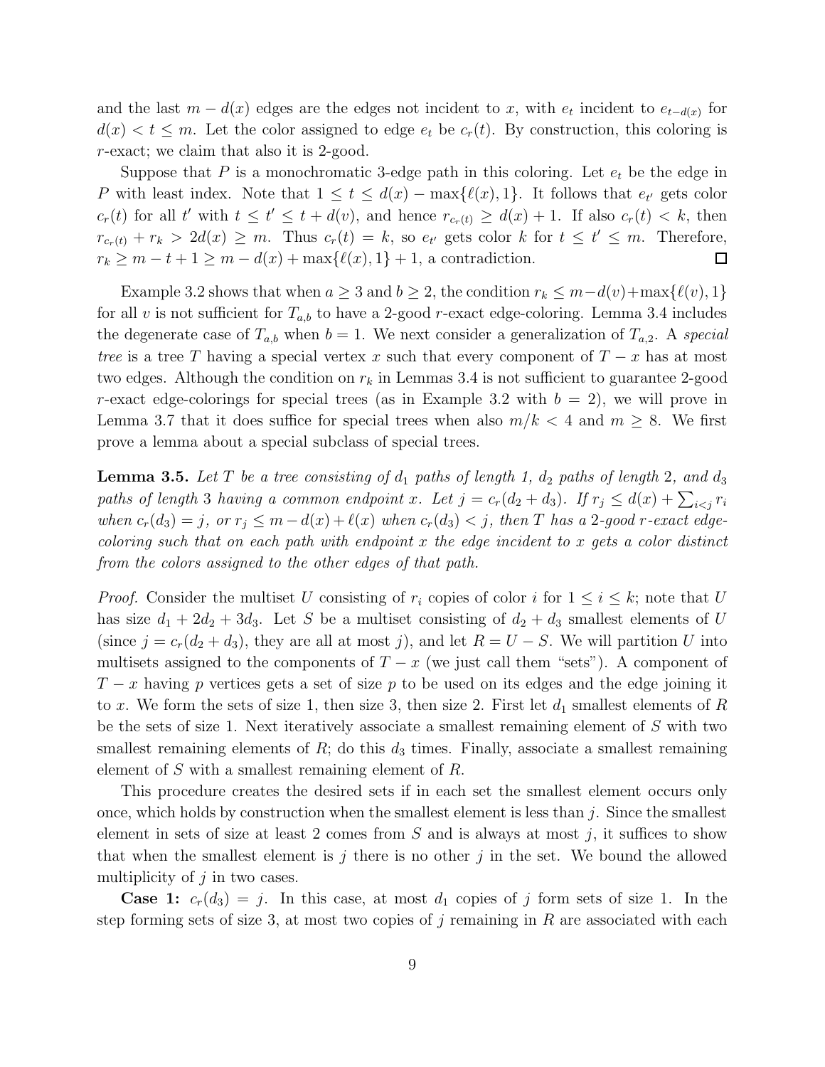and the last $m - d(x)$ edges are the edges not incident to $x$, with $e_t$ incident to $e_{t-d(x)}$ for $d(x) < t \leq m$. Let the color assigned to edge $e_t$ be $c_r(t)$. By construction, this coloring is $r$-exact; we claim that also it is 2-good.

Suppose that $P$ is a monochromatic 3-edge path in this coloring. Let $e_t$ be the edge in $P$ with least index. Note that $1 \leq t \leq d(x) - \max\{\ell(x), 1\}$. It follows that $e_{t'}$ gets color $c_r(t)$ for all $t'$ with $t \leq t' \leq t + d(v)$, and hence $r_{c_r(t)} \geq d(x) + 1$. If also $c_r(t) < k$, then $r_{c_r(t)} + r_k > 2d(x) \geq m$. Thus $c_r(t) = k$, so $e_{t'}$ gets color $k$ for $t \leq t' \leq m$. Therefore, $r_k \geq m - t + 1 \geq m - d(x) + \max\{\ell(x), 1\} + 1$, a contradiction. $\square$

Example 3.2 shows that when $a \geq 3$ and $b \geq 2$, the condition $r_k \leq m - d(v) + \max\{\ell(v), 1\}$ for all $v$ is not sufficient for $T_{a,b}$ to have a 2-good $r$-exact edge-coloring. Lemma 3.4 includes the degenerate case of $T_{a,b}$ when $b = 1$. We next consider a generalization of $T_{a,2}$. A *special tree* is a tree $T$ having a special vertex $x$ such that every component of $T - x$ has at most two edges. Although the condition on $r_k$ in Lemmas 3.4 is not sufficient to guarantee 2-good $r$-exact edge-colorings for special trees (as in Example 3.2 with $b = 2$), we will prove in Lemma 3.7 that it does suffice for special trees when also $m/k < 4$ and $m \geq 8$. We first prove a lemma about a special subclass of special trees.

**Lemma 3.5.** *Let $T$ be a tree consisting of $d_1$ paths of length 1, $d_2$ paths of length 2, and $d_3$ paths of length 3 having a common endpoint $x$. Let $j = c_r(d_2 + d_3)$. If $r_j \leq d(x) + \sum_{i<j} r_i$ when $c_r(d_3) = j$, or $r_j \leq m - d(x) + \ell(x)$ when $c_r(d_3) < j$, then $T$ has a 2-good $r$-exact edge-coloring such that on each path with endpoint $x$ the edge incident to $x$ gets a color distinct from the colors assigned to the other edges of that path.*

*Proof.* Consider the multiset $U$ consisting of $r_i$ copies of color $i$ for $1 \leq i \leq k$; note that $U$ has size $d_1 + 2d_2 + 3d_3$. Let $S$ be a multiset consisting of $d_2 + d_3$ smallest elements of $U$ (since $j = c_r(d_2 + d_3)$, they are all at most $j$), and let $R = U - S$. We will partition $U$ into multisets assigned to the components of $T - x$ (we just call them "sets"). A component of $T - x$ having $p$ vertices gets a set of size $p$ to be used on its edges and the edge joining it to $x$. We form the sets of size 1, then size 3, then size 2. First let $d_1$ smallest elements of $R$ be the sets of size 1. Next iteratively associate a smallest remaining element of $S$ with two smallest remaining elements of $R$; do this $d_3$ times. Finally, associate a smallest remaining element of $S$ with a smallest remaining element of $R$.

This procedure creates the desired sets if in each set the smallest element occurs only once, which holds by construction when the smallest element is less than $j$. Since the smallest element in sets of size at least 2 comes from $S$ and is always at most $j$, it suffices to show that when the smallest element is $j$ there is no other $j$ in the set. We bound the allowed multiplicity of $j$ in two cases.

**Case 1:** $c_r(d_3) = j$. In this case, at most $d_1$ copies of $j$ form sets of size 1. In the step forming sets of size 3, at most two copies of $j$ remaining in $R$ are associated with each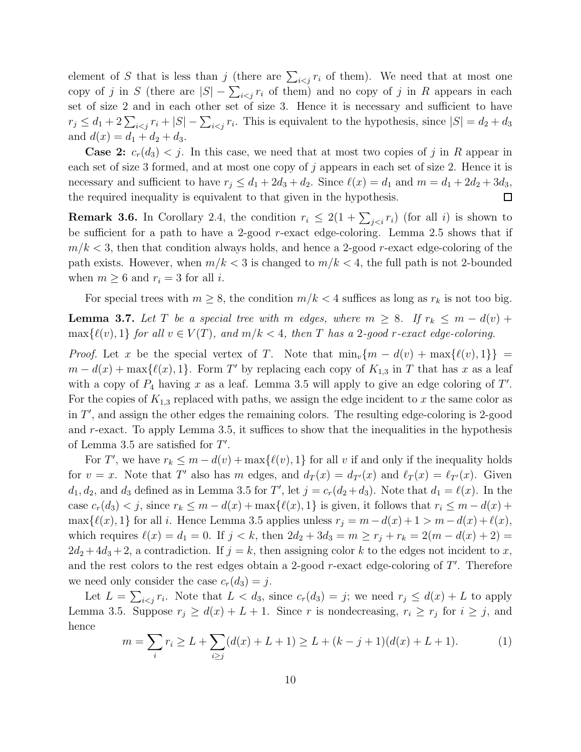element of $S$ that is less than $j$ (there are $\sum_{i<j} r_i$ of them). We need that at most one copy of $j$ in $S$ (there are $|S| - \sum_{i<j} r_i$ of them) and no copy of $j$ in $R$ appears in each set of size 2 and in each other set of size 3. Hence it is necessary and sufficient to have $r_j \le d_1 + 2\sum_{i<j} r_i + |S| - \sum_{i<j} r_i$. This is equivalent to the hypothesis, since $|S| = d_2 + d_3$ and $d(x) = d_1 + d_2 + d_3$.

**Case 2:** $c_r(d_3) < j$. In this case, we need that at most two copies of $j$ in $R$ appear in each set of size 3 formed, and at most one copy of $j$ appears in each set of size 2. Hence it is necessary and sufficient to have $r_j \le d_1 + 2d_3 + d_2$. Since $\ell(x) = d_1$ and $m = d_1 + 2d_2 + 3d_3$, the required inequality is equivalent to that given in the hypothesis. $\square$

**Remark 3.6.** In Corollary 2.4, the condition $r_i \le 2(1 + \sum_{j<i} r_i)$ (for all $i$) is shown to be sufficient for a path to have a 2-good $r$-exact edge-coloring. Lemma 2.5 shows that if $m/k < 3$, then that condition always holds, and hence a 2-good $r$-exact edge-coloring of the path exists. However, when $m/k < 3$ is changed to $m/k < 4$, the full path is not 2-bounded when $m \ge 6$ and $r_i = 3$ for all $i$.

For special trees with $m \ge 8$, the condition $m/k < 4$ suffices as long as $r_k$ is not too big.

**Lemma 3.7.** *Let $T$ be a special tree with $m$ edges, where $m \ge 8$. If $r_k \le m - d(v) + \max\{\ell(v), 1\}$ for all $v \in V(T)$, and $m/k < 4$, then $T$ has a 2-good $r$-exact edge-coloring.*

*Proof.* Let $x$ be the special vertex of $T$. Note that $\min_v\{m - d(v) + \max\{\ell(v), 1\}\} = m - d(x) + \max\{\ell(x), 1\}$. Form $T'$ by replacing each copy of $K_{1,3}$ in $T$ that has $x$ as a leaf with a copy of $P_4$ having $x$ as a leaf. Lemma 3.5 will apply to give an edge coloring of $T'$. For the copies of $K_{1,3}$ replaced with paths, we assign the edge incident to $x$ the same color as in $T'$, and assign the other edges the remaining colors. The resulting edge-coloring is 2-good and $r$-exact. To apply Lemma 3.5, it suffices to show that the inequalities in the hypothesis of Lemma 3.5 are satisfied for $T'$.

For $T'$, we have $r_k \le m - d(v) + \max\{\ell(v), 1\}$ for all $v$ if and only if the inequality holds for $v = x$. Note that $T'$ also has $m$ edges, and $d_T(x) = d_{T'}(x)$ and $\ell_T(x) = \ell_{T'}(x)$. Given $d_1, d_2$, and $d_3$ defined as in Lemma 3.5 for $T'$, let $j = c_r(d_2 + d_3)$. Note that $d_1 = \ell(x)$. In the case $c_r(d_3) < j$, since $r_k \le m - d(x) + \max\{\ell(x), 1\}$ is given, it follows that $r_i \le m - d(x) + \max\{\ell(x), 1\}$ for all $i$. Hence Lemma 3.5 applies unless $r_j = m - d(x) + 1 > m - d(x) + \ell(x)$, which requires $\ell(x) = d_1 = 0$. If $j < k$, then $2d_2 + 3d_3 = m \ge r_j + r_k = 2(m - d(x) + 2) = 2d_2 + 4d_3 + 2$, a contradiction. If $j = k$, then assigning color $k$ to the edges not incident to $x$, and the rest colors to the rest edges obtain a 2-good $r$-exact edge-coloring of $T'$. Therefore we need only consider the case $c_r(d_3) = j$.

Let $L = \sum_{i<j} r_i$. Note that $L < d_3$, since $c_r(d_3) = j$; we need $r_j \le d(x) + L$ to apply Lemma 3.5. Suppose $r_j \ge d(x) + L + 1$. Since $r$ is nondecreasing, $r_i \ge r_j$ for $i \ge j$, and hence

$$m = \sum_i r_i \ge L + \sum_{i \ge j} (d(x) + L + 1) \ge L + (k - j + 1)(d(x) + L + 1). \tag{1}$$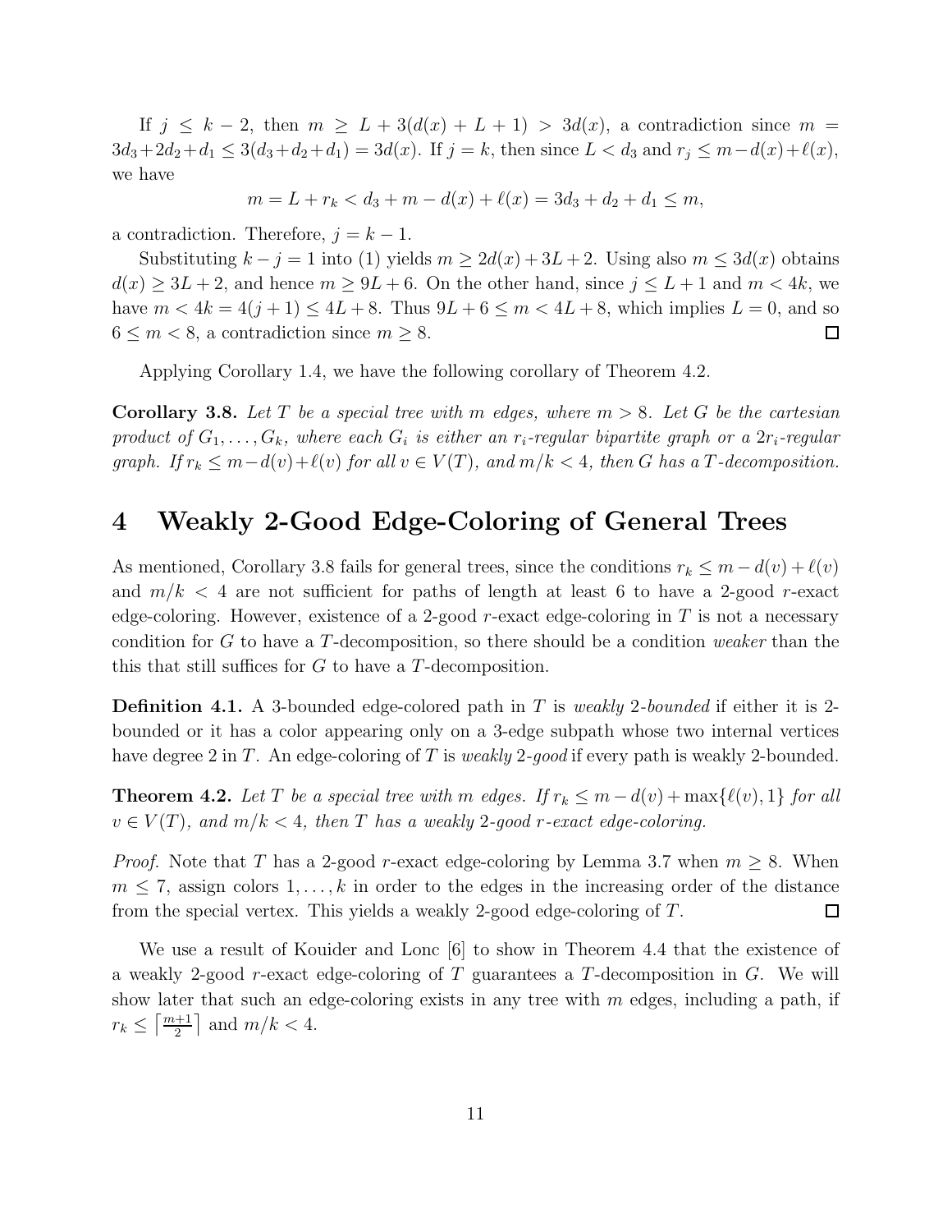If $j \le k-2$, then $m \ge L + 3(d(x)+L+1) > 3d(x)$, a contradiction since $m = 3d_3+2d_2+d_1 \le 3(d_3+d_2+d_1) = 3d(x)$. If $j = k$, then since $L < d_3$ and $r_j \le m - d(x) + \ell(x)$, we have

$$m = L + r_k < d_3 + m - d(x) + \ell(x) = 3d_3 + d_2 + d_1 \le m,$$

a contradiction. Therefore, $j = k-1$.

Substituting $k - j = 1$ into (1) yields $m \ge 2d(x) + 3L + 2$. Using also $m \le 3d(x)$ obtains $d(x) \ge 3L + 2$, and hence $m \ge 9L + 6$. On the other hand, since $j \le L + 1$ and $m < 4k$, we have $m < 4k = 4(j+1) \le 4L + 8$. Thus $9L + 6 \le m < 4L + 8$, which implies $L = 0$, and so $6 \le m < 8$, a contradiction since $m \ge 8$. □

Applying Corollary 1.4, we have the following corollary of Theorem 4.2.

**Corollary 3.8.** *Let $T$ be a special tree with $m$ edges, where $m > 8$. Let $G$ be the cartesian product of $G_1, \ldots, G_k$, where each $G_i$ is either an $r_i$-regular bipartite graph or a $2r_i$-regular graph. If $r_k \le m - d(v) + \ell(v)$ for all $v \in V(T)$, and $m/k < 4$, then $G$ has a $T$-decomposition.*

# 4 Weakly 2-Good Edge-Coloring of General Trees

As mentioned, Corollary 3.8 fails for general trees, since the conditions $r_k \le m - d(v) + \ell(v)$ and $m/k < 4$ are not sufficient for paths of length at least 6 to have a 2-good $r$-exact edge-coloring. However, existence of a 2-good $r$-exact edge-coloring in $T$ is not a necessary condition for $G$ to have a $T$-decomposition, so there should be a condition *weaker* than the this that still suffices for $G$ to have a $T$-decomposition.

**Definition 4.1.** A 3-bounded edge-colored path in $T$ is *weakly 2-bounded* if either it is 2-bounded or it has a color appearing only on a 3-edge subpath whose two internal vertices have degree 2 in $T$. An edge-coloring of $T$ is *weakly 2-good* if every path is weakly 2-bounded.

**Theorem 4.2.** *Let $T$ be a special tree with $m$ edges. If $r_k \le m - d(v) + \max\{\ell(v), 1\}$ for all $v \in V(T)$, and $m/k < 4$, then $T$ has a weakly 2-good $r$-exact edge-coloring.*

*Proof.* Note that $T$ has a 2-good $r$-exact edge-coloring by Lemma 3.7 when $m \ge 8$. When $m \le 7$, assign colors $1, \ldots, k$ in order to the edges in the increasing order of the distance from the special vertex. This yields a weakly 2-good edge-coloring of $T$. □

We use a result of Kouider and Lonc [6] to show in Theorem 4.4 that the existence of a weakly 2-good $r$-exact edge-coloring of $T$ guarantees a $T$-decomposition in $G$. We will show later that such an edge-coloring exists in any tree with $m$ edges, including a path, if $r_k \le \lceil \frac{m+1}{2} \rceil$ and $m/k < 4$.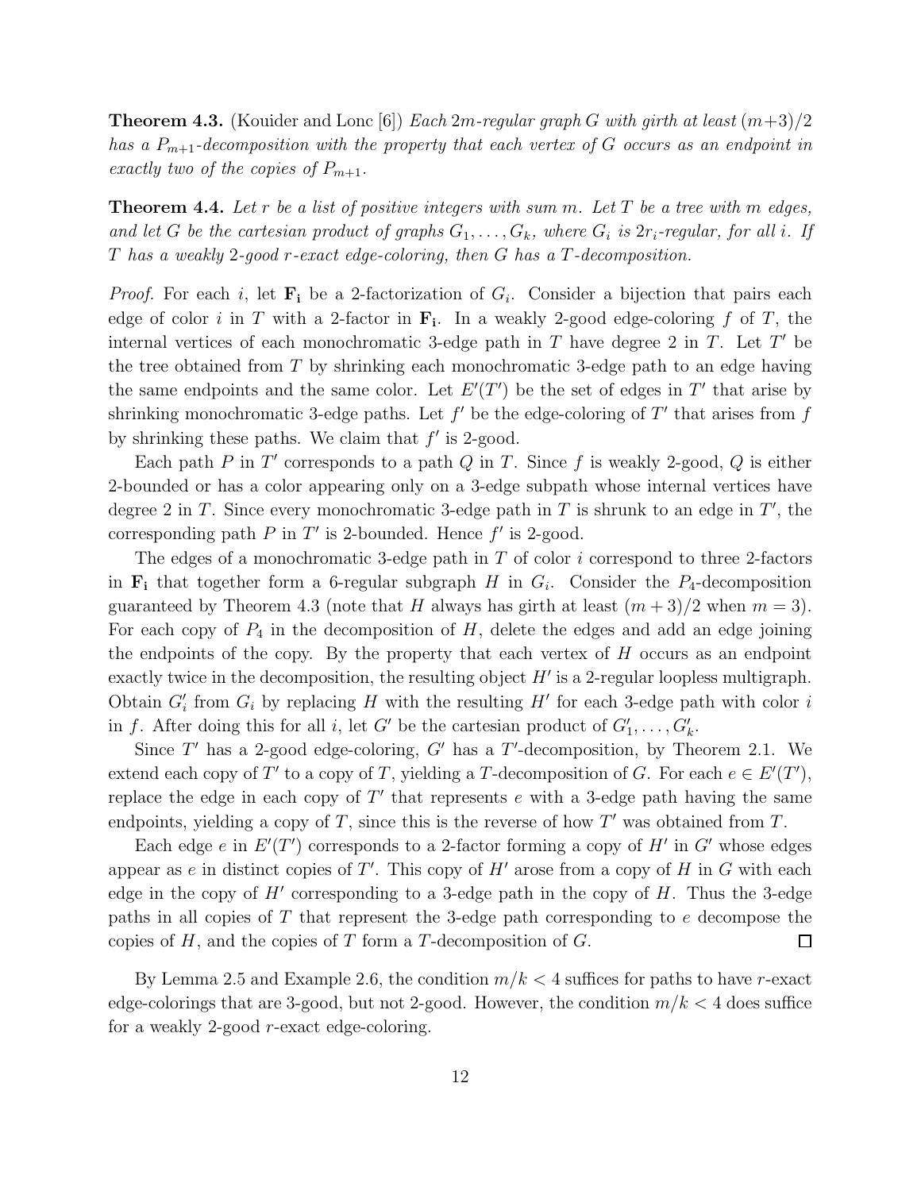**Theorem 4.3.** (Kouider and Lonc [6]) *Each $2m$-regular graph $G$ with girth at least $(m+3)/2$ has a $P_{m+1}$-decomposition with the property that each vertex of $G$ occurs as an endpoint in exactly two of the copies of $P_{m+1}$.*

**Theorem 4.4.** *Let $r$ be a list of positive integers with sum $m$. Let $T$ be a tree with $m$ edges, and let $G$ be the cartesian product of graphs $G_1, \ldots, G_k$, where $G_i$ is $2r_i$-regular, for all $i$. If $T$ has a weakly 2-good $r$-exact edge-coloring, then $G$ has a $T$-decomposition.*

*Proof.* For each $i$, let $\mathbf{F_i}$ be a 2-factorization of $G_i$. Consider a bijection that pairs each edge of color $i$ in $T$ with a 2-factor in $\mathbf{F_i}$. In a weakly 2-good edge-coloring $f$ of $T$, the internal vertices of each monochromatic 3-edge path in $T$ have degree 2 in $T$. Let $T'$ be the tree obtained from $T$ by shrinking each monochromatic 3-edge path to an edge having the same endpoints and the same color. Let $E'(T')$ be the set of edges in $T'$ that arise by shrinking monochromatic 3-edge paths. Let $f'$ be the edge-coloring of $T'$ that arises from $f$ by shrinking these paths. We claim that $f'$ is 2-good.

Each path $P$ in $T'$ corresponds to a path $Q$ in $T$. Since $f$ is weakly 2-good, $Q$ is either 2-bounded or has a color appearing only on a 3-edge subpath whose internal vertices have degree 2 in $T$. Since every monochromatic 3-edge path in $T$ is shrunk to an edge in $T'$, the corresponding path $P$ in $T'$ is 2-bounded. Hence $f'$ is 2-good.

The edges of a monochromatic 3-edge path in $T$ of color $i$ correspond to three 2-factors in $\mathbf{F_i}$ that together form a 6-regular subgraph $H$ in $G_i$. Consider the $P_4$-decomposition guaranteed by Theorem 4.3 (note that $H$ always has girth at least $(m+3)/2$ when $m = 3$). For each copy of $P_4$ in the decomposition of $H$, delete the edges and add an edge joining the endpoints of the copy. By the property that each vertex of $H$ occurs as an endpoint exactly twice in the decomposition, the resulting object $H'$ is a 2-regular loopless multigraph. Obtain $G'_i$ from $G_i$ by replacing $H$ with the resulting $H'$ for each 3-edge path with color $i$ in $f$. After doing this for all $i$, let $G'$ be the cartesian product of $G'_1, \ldots, G'_k$.

Since $T'$ has a 2-good edge-coloring, $G'$ has a $T'$-decomposition, by Theorem 2.1. We extend each copy of $T'$ to a copy of $T$, yielding a $T$-decomposition of $G$. For each $e \in E'(T')$, replace the edge in each copy of $T'$ that represents $e$ with a 3-edge path having the same endpoints, yielding a copy of $T$, since this is the reverse of how $T'$ was obtained from $T$.

Each edge $e$ in $E'(T')$ corresponds to a 2-factor forming a copy of $H'$ in $G'$ whose edges appear as $e$ in distinct copies of $T'$. This copy of $H'$ arose from a copy of $H$ in $G$ with each edge in the copy of $H'$ corresponding to a 3-edge path in the copy of $H$. Thus the 3-edge paths in all copies of $T$ that represent the 3-edge path corresponding to $e$ decompose the copies of $H$, and the copies of $T$ form a $T$-decomposition of $G$. $\square$

By Lemma 2.5 and Example 2.6, the condition $m/k < 4$ suffices for paths to have $r$-exact edge-colorings that are 3-good, but not 2-good. However, the condition $m/k < 4$ does suffice for a weakly 2-good $r$-exact edge-coloring.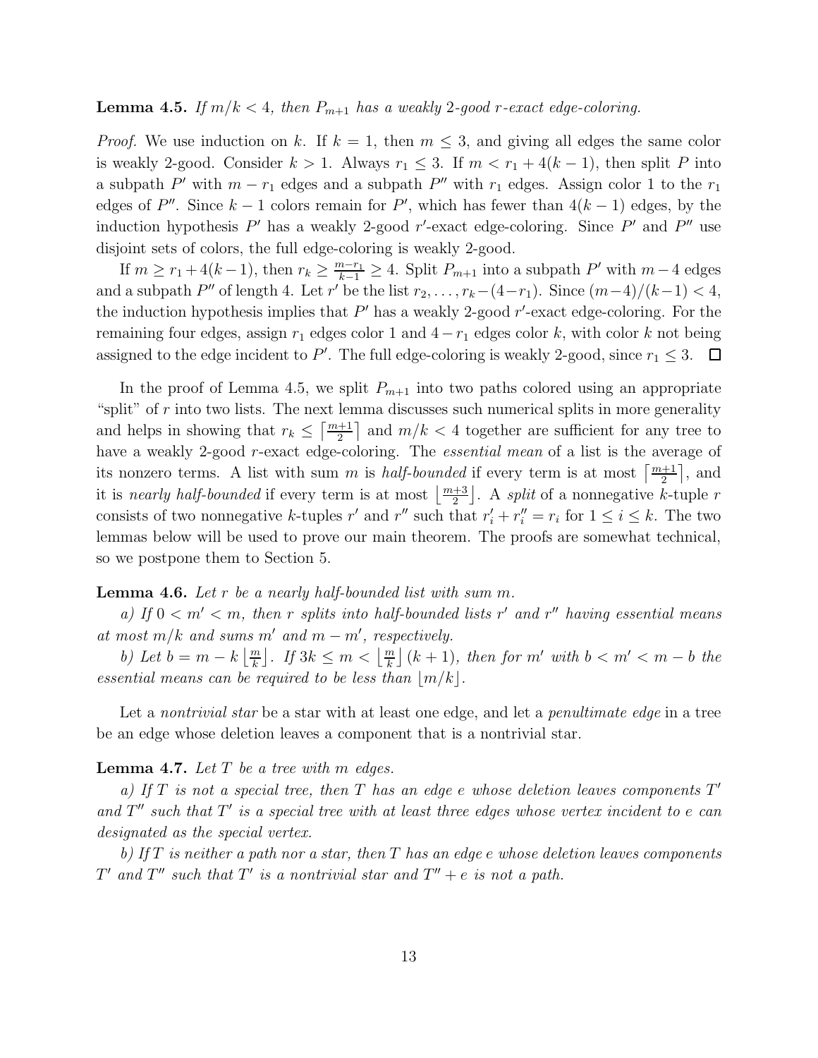**Lemma 4.5.** *If $m/k < 4$, then $P_{m+1}$ has a weakly 2-good $r$-exact edge-coloring.*

*Proof.* We use induction on $k$. If $k = 1$, then $m \leq 3$, and giving all edges the same color is weakly 2-good. Consider $k > 1$. Always $r_1 \leq 3$. If $m < r_1 + 4(k-1)$, then split $P$ into a subpath $P'$ with $m - r_1$ edges and a subpath $P''$ with $r_1$ edges. Assign color 1 to the $r_1$ edges of $P''$. Since $k - 1$ colors remain for $P'$, which has fewer than $4(k-1)$ edges, by the induction hypothesis $P'$ has a weakly 2-good $r'$-exact edge-coloring. Since $P'$ and $P''$ use disjoint sets of colors, the full edge-coloring is weakly 2-good.

If $m \geq r_1 + 4(k-1)$, then $r_k \geq \frac{m-r_1}{k-1} \geq 4$. Split $P_{m+1}$ into a subpath $P'$ with $m-4$ edges and a subpath $P''$ of length 4. Let $r'$ be the list $r_2, \ldots, r_k - (4 - r_1)$. Since $(m-4)/(k-1) < 4$, the induction hypothesis implies that $P'$ has a weakly 2-good $r'$-exact edge-coloring. For the remaining four edges, assign $r_1$ edges color 1 and $4 - r_1$ edges color $k$, with color $k$ not being assigned to the edge incident to $P'$. The full edge-coloring is weakly 2-good, since $r_1 \leq 3$. $\square$

In the proof of Lemma 4.5, we split $P_{m+1}$ into two paths colored using an appropriate "split" of $r$ into two lists. The next lemma discusses such numerical splits in more generality and helps in showing that $r_k \leq \left\lceil \frac{m+1}{2} \right\rceil$ and $m/k < 4$ together are sufficient for any tree to have a weakly 2-good $r$-exact edge-coloring. The *essential mean* of a list is the average of its nonzero terms. A list with sum $m$ is *half-bounded* if every term is at most $\left\lceil \frac{m+1}{2} \right\rceil$, and it is *nearly half-bounded* if every term is at most $\left\lfloor \frac{m+3}{2} \right\rfloor$. A *split* of a nonnegative $k$-tuple $r$ consists of two nonnegative $k$-tuples $r'$ and $r''$ such that $r'_i + r''_i = r_i$ for $1 \leq i \leq k$. The two lemmas below will be used to prove our main theorem. The proofs are somewhat technical, so we postpone them to Section 5.

**Lemma 4.6.** *Let $r$ be a nearly half-bounded list with sum $m$.*

*a) If $0 < m' < m$, then $r$ splits into half-bounded lists $r'$ and $r''$ having essential means at most $m/k$ and sums $m'$ and $m - m'$, respectively.*

*b) Let $b = m - k \left\lfloor \frac{m}{k} \right\rfloor$. If $3k \leq m < \left\lfloor \frac{m}{k} \right\rfloor (k+1)$, then for $m'$ with $b < m' < m - b$ the essential means can be required to be less than $\lfloor m/k \rfloor$.*

Let a *nontrivial star* be a star with at least one edge, and let a *penultimate edge* in a tree be an edge whose deletion leaves a component that is a nontrivial star.

**Lemma 4.7.** *Let $T$ be a tree with $m$ edges.*

*a) If $T$ is not a special tree, then $T$ has an edge $e$ whose deletion leaves components $T'$ and $T''$ such that $T'$ is a special tree with at least three edges whose vertex incident to $e$ can designated as the special vertex.*

*b) If $T$ is neither a path nor a star, then $T$ has an edge $e$ whose deletion leaves components $T'$ and $T''$ such that $T'$ is a nontrivial star and $T'' + e$ is not a path.*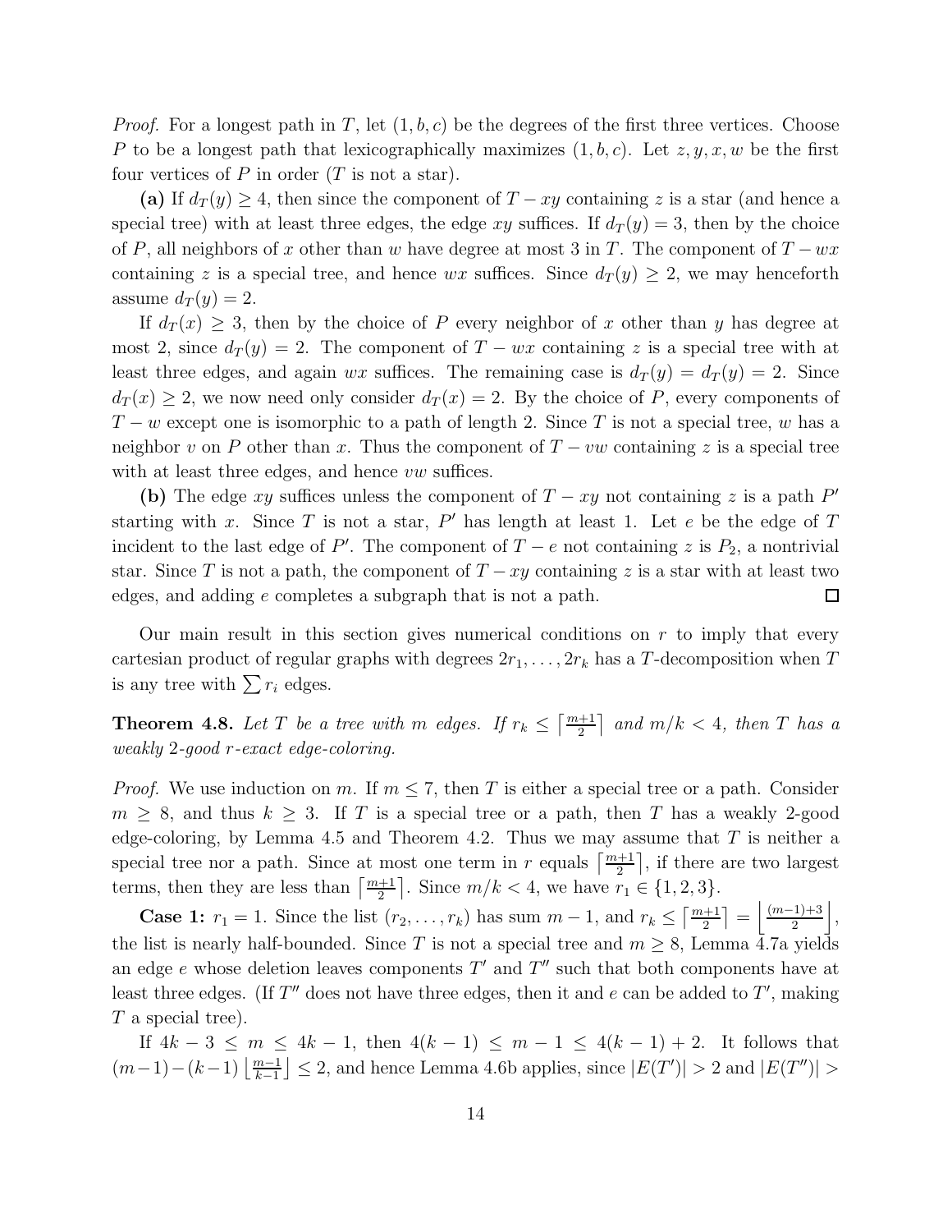*Proof.* For a longest path in $T$, let $(1, b, c)$ be the degrees of the first three vertices. Choose $P$ to be a longest path that lexicographically maximizes $(1, b, c)$. Let $z, y, x, w$ be the first four vertices of $P$ in order ($T$ is not a star).

**(a)** If $d_T(y) \geq 4$, then since the component of $T - xy$ containing $z$ is a star (and hence a special tree) with at least three edges, the edge $xy$ suffices. If $d_T(y) = 3$, then by the choice of $P$, all neighbors of $x$ other than $w$ have degree at most 3 in $T$. The component of $T - wx$ containing $z$ is a special tree, and hence $wx$ suffices. Since $d_T(y) \geq 2$, we may henceforth assume $d_T(y) = 2$.

If $d_T(x) \geq 3$, then by the choice of $P$ every neighbor of $x$ other than $y$ has degree at most 2, since $d_T(y) = 2$. The component of $T - wx$ containing $z$ is a special tree with at least three edges, and again $wx$ suffices. The remaining case is $d_T(y) = d_T(y) = 2$. Since $d_T(x) \geq 2$, we now need only consider $d_T(x) = 2$. By the choice of $P$, every components of $T - w$ except one is isomorphic to a path of length 2. Since $T$ is not a special tree, $w$ has a neighbor $v$ on $P$ other than $x$. Thus the component of $T - vw$ containing $z$ is a special tree with at least three edges, and hence $vw$ suffices.

**(b)** The edge $xy$ suffices unless the component of $T - xy$ not containing $z$ is a path $P'$ starting with $x$. Since $T$ is not a star, $P'$ has length at least 1. Let $e$ be the edge of $T$ incident to the last edge of $P'$. The component of $T - e$ not containing $z$ is $P_2$, a nontrivial star. Since $T$ is not a path, the component of $T - xy$ containing $z$ is a star with at least two edges, and adding $e$ completes a subgraph that is not a path. $\square$

Our main result in this section gives numerical conditions on $r$ to imply that every cartesian product of regular graphs with degrees $2r_1, \ldots, 2r_k$ has a $T$-decomposition when $T$ is any tree with $\sum r_i$ edges.

**Theorem 4.8.** *Let $T$ be a tree with $m$ edges. If $r_k \leq \left\lceil \frac{m+1}{2} \right\rceil$ and $m/k < 4$, then $T$ has a weakly 2-good $r$-exact edge-coloring.*

*Proof.* We use induction on $m$. If $m \leq 7$, then $T$ is either a special tree or a path. Consider $m \geq 8$, and thus $k \geq 3$. If $T$ is a special tree or a path, then $T$ has a weakly 2-good edge-coloring, by Lemma 4.5 and Theorem 4.2. Thus we may assume that $T$ is neither a special tree nor a path. Since at most one term in $r$ equals $\left\lceil \frac{m+1}{2} \right\rceil$, if there are two largest terms, then they are less than $\left\lceil \frac{m+1}{2} \right\rceil$. Since $m/k < 4$, we have $r_1 \in \{1, 2, 3\}$.

**Case 1:** $r_1 = 1$. Since the list $(r_2, \ldots, r_k)$ has sum $m - 1$, and $r_k \leq \left\lceil \frac{m+1}{2} \right\rceil = \left\lfloor \frac{(m-1)+3}{2} \right\rfloor$, the list is nearly half-bounded. Since $T$ is not a special tree and $m \geq 8$, Lemma 4.7a yields an edge $e$ whose deletion leaves components $T'$ and $T''$ such that both components have at least three edges. (If $T''$ does not have three edges, then it and $e$ can be added to $T'$, making $T$ a special tree).

If $4k - 3 \leq m \leq 4k - 1$, then $4(k-1) \leq m - 1 \leq 4(k-1) + 2$. It follows that $(m-1) - (k-1) \left\lfloor \frac{m-1}{k-1} \right\rfloor \leq 2$, and hence Lemma 4.6b applies, since $|E(T')| > 2$ and $|E(T'')| >$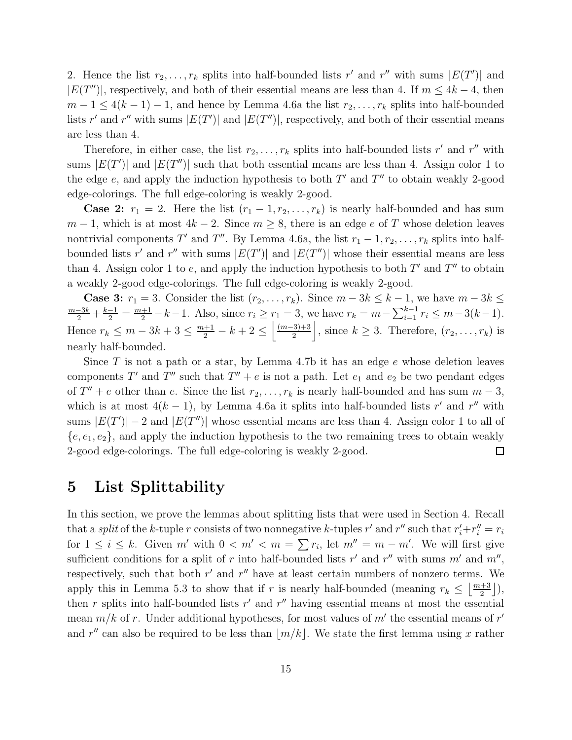2. Hence the list $r_2, \ldots, r_k$ splits into half-bounded lists $r'$ and $r''$ with sums $|E(T')|$ and $|E(T'')|$, respectively, and both of their essential means are less than 4. If $m \le 4k-4$, then $m-1 \le 4(k-1)-1$, and hence by Lemma 4.6a the list $r_2, \ldots, r_k$ splits into half-bounded lists $r'$ and $r''$ with sums $|E(T')|$ and $|E(T'')|$, respectively, and both of their essential means are less than 4.

Therefore, in either case, the list $r_2, \ldots, r_k$ splits into half-bounded lists $r'$ and $r''$ with sums $|E(T')|$ and $|E(T'')|$ such that both essential means are less than 4. Assign color 1 to the edge $e$, and apply the induction hypothesis to both $T'$ and $T''$ to obtain weakly 2-good edge-colorings. The full edge-coloring is weakly 2-good.

**Case 2:** $r_1 = 2$. Here the list $(r_1 - 1, r_2, \ldots, r_k)$ is nearly half-bounded and has sum $m-1$, which is at most $4k-2$. Since $m \ge 8$, there is an edge $e$ of $T$ whose deletion leaves nontrivial components $T'$ and $T''$. By Lemma 4.6a, the list $r_1 - 1, r_2, \ldots, r_k$ splits into half-bounded lists $r'$ and $r''$ with sums $|E(T')|$ and $|E(T'')|$ whose their essential means are less than 4. Assign color 1 to $e$, and apply the induction hypothesis to both $T'$ and $T''$ to obtain a weakly 2-good edge-colorings. The full edge-coloring is weakly 2-good.

**Case 3:** $r_1 = 3$. Consider the list $(r_2, \ldots, r_k)$. Since $m - 3k \le k-1$, we have $m - 3k \le \frac{m-3k}{2} + \frac{k-1}{2} = \frac{m+1}{2} - k - 1$. Also, since $r_i \ge r_1 = 3$, we have $r_k = m - \sum_{i=1}^{k-1} r_i \le m - 3(k-1)$. Hence $r_k \le m - 3k + 3 \le \frac{m+1}{2} - k + 2 \le \left\lfloor \frac{(m-3)+3}{2} \right\rfloor$, since $k \ge 3$. Therefore, $(r_2, \ldots, r_k)$ is nearly half-bounded.

Since $T$ is not a path or a star, by Lemma 4.7b it has an edge $e$ whose deletion leaves components $T'$ and $T''$ such that $T'' + e$ is not a path. Let $e_1$ and $e_2$ be two pendant edges of $T'' + e$ other than $e$. Since the list $r_2, \ldots, r_k$ is nearly half-bounded and has sum $m-3$, which is at most $4(k-1)$, by Lemma 4.6a it splits into half-bounded lists $r'$ and $r''$ with sums $|E(T')| - 2$ and $|E(T'')|$ whose essential means are less than 4. Assign color 1 to all of $\{e, e_1, e_2\}$, and apply the induction hypothesis to the two remaining trees to obtain weakly 2-good edge-colorings. The full edge-coloring is weakly 2-good. $\square$

# 5 List Splittability

In this section, we prove the lemmas about splitting lists that were used in Section 4. Recall that a *split* of the $k$-tuple $r$ consists of two nonnegative $k$-tuples $r'$ and $r''$ such that $r'_i + r''_i = r_i$ for $1 \le i \le k$. Given $m'$ with $0 < m' < m = \sum r_i$, let $m'' = m - m'$. We will first give sufficient conditions for a split of $r$ into half-bounded lists $r'$ and $r''$ with sums $m'$ and $m''$, respectively, such that both $r'$ and $r''$ have at least certain numbers of nonzero terms. We apply this in Lemma 5.3 to show that if $r$ is nearly half-bounded (meaning $r_k \le \left\lfloor \frac{m+3}{2} \right\rfloor$), then $r$ splits into half-bounded lists $r'$ and $r''$ having essential means at most the essential mean $m/k$ of $r$. Under additional hypotheses, for most values of $m'$ the essential means of $r'$ and $r''$ can also be required to be less than $\lfloor m/k \rfloor$. We state the first lemma using $x$ rather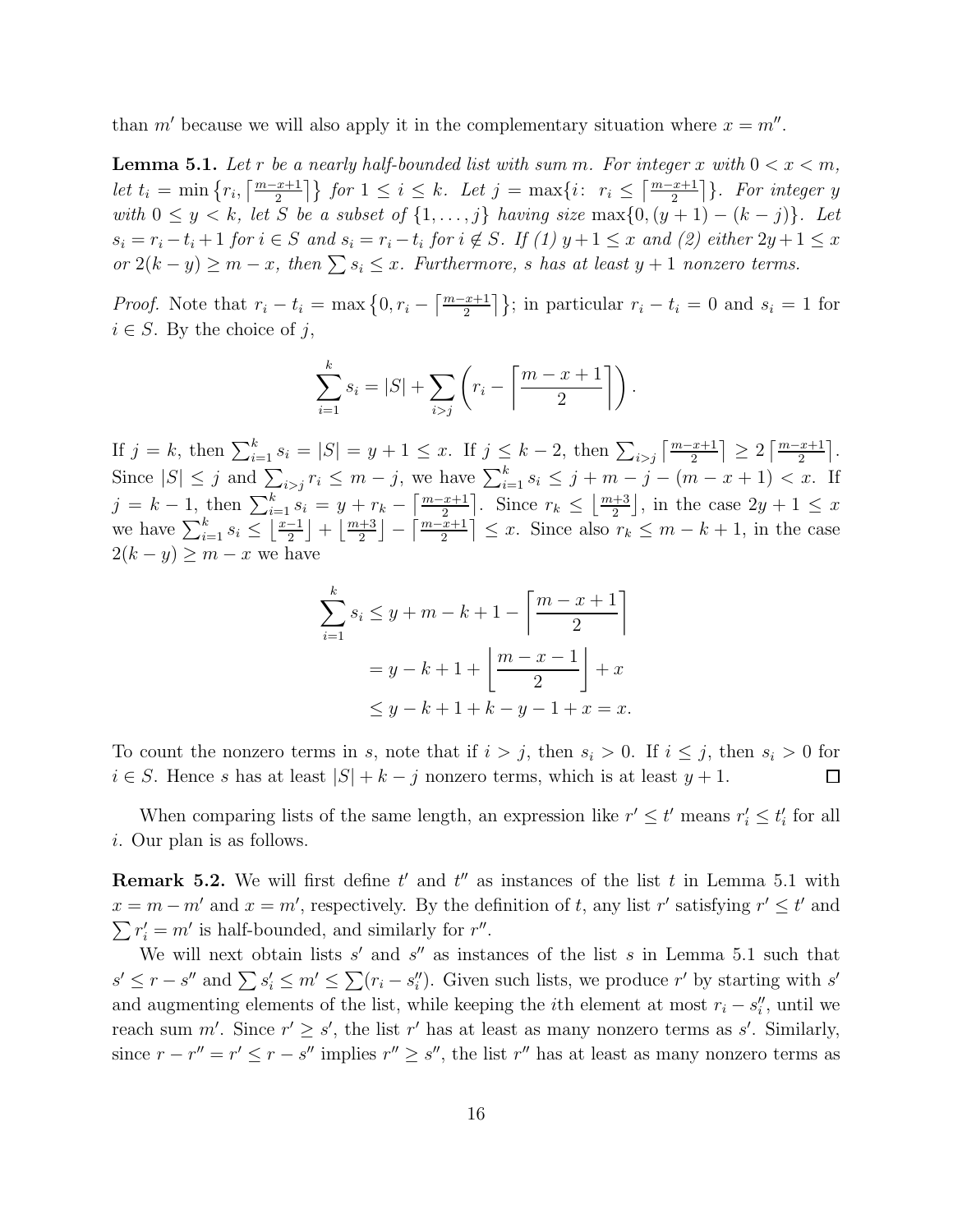than $m'$ because we will also apply it in the complementary situation where $x = m''$.

**Lemma 5.1.** *Let $r$ be a nearly half-bounded list with sum $m$. For integer $x$ with $0 < x < m$, let $t_i = \min\left\{r_i, \left\lceil \frac{m-x+1}{2} \right\rceil\right\}$ for $1 \le i \le k$. Let $j = \max\{i\colon\ r_i \le \left\lceil \frac{m-x+1}{2} \right\rceil\}$. For integer $y$ with $0 \le y < k$, let $S$ be a subset of $\{1, \dots, j\}$ having size $\max\{0, (y+1) - (k-j)\}$. Let $s_i = r_i - t_i + 1$ for $i \in S$ and $s_i = r_i - t_i$ for $i \notin S$. If (1) $y + 1 \le x$ and (2) either $2y + 1 \le x$ or $2(k-y) \ge m - x$, then $\sum s_i \le x$. Furthermore, $s$ has at least $y + 1$ nonzero terms.*

*Proof.* Note that $r_i - t_i = \max\left\{0, r_i - \left\lceil \frac{m-x+1}{2} \right\rceil\right\}$; in particular $r_i - t_i = 0$ and $s_i = 1$ for $i \in S$. By the choice of $j$,

$$\sum_{i=1}^{k} s_i = |S| + \sum_{i>j} \left( r_i - \left\lceil \frac{m-x+1}{2} \right\rceil \right).$$

If $j = k$, then $\sum_{i=1}^{k} s_i = |S| = y + 1 \le x$. If $j \le k-2$, then $\sum_{i>j} \left\lceil \frac{m-x+1}{2} \right\rceil \ge 2 \left\lceil \frac{m-x+1}{2} \right\rceil$. Since $|S| \le j$ and $\sum_{i>j} r_i \le m - j$, we have $\sum_{i=1}^{k} s_i \le j + m - j - (m - x + 1) < x$. If $j = k - 1$, then $\sum_{i=1}^{k} s_i = y + r_k - \left\lceil \frac{m-x+1}{2} \right\rceil$. Since $r_k \le \left\lfloor \frac{m+3}{2} \right\rfloor$, in the case $2y + 1 \le x$ we have $\sum_{i=1}^{k} s_i \le \left\lfloor \frac{x-1}{2} \right\rfloor + \left\lfloor \frac{m+3}{2} \right\rfloor - \left\lceil \frac{m-x+1}{2} \right\rceil \le x$. Since also $r_k \le m - k + 1$, in the case $2(k-y) \ge m - x$ we have

$$\begin{aligned}
\sum_{i=1}^{k} s_i &\le y + m - k + 1 - \left\lceil \frac{m-x+1}{2} \right\rceil \\
&= y - k + 1 + \left\lfloor \frac{m-x-1}{2} \right\rfloor + x \\
&\le y - k + 1 + k - y - 1 + x = x.
\end{aligned}$$

To count the nonzero terms in $s$, note that if $i > j$, then $s_i > 0$. If $i \le j$, then $s_i > 0$ for $i \in S$. Hence $s$ has at least $|S| + k - j$ nonzero terms, which is at least $y + 1$. ∎

When comparing lists of the same length, an expression like $r' \le t'$ means $r'_i \le t'_i$ for all $i$. Our plan is as follows.

**Remark 5.2.** We will first define $t'$ and $t''$ as instances of the list $t$ in Lemma 5.1 with $x = m - m'$ and $x = m'$, respectively. By the definition of $t$, any list $r'$ satisfying $r' \le t'$ and $\sum r'_i = m'$ is half-bounded, and similarly for $r''$.

We will next obtain lists $s'$ and $s''$ as instances of the list $s$ in Lemma 5.1 such that $s' \le r - s''$ and $\sum s'_i \le m' \le \sum (r_i - s''_i)$. Given such lists, we produce $r'$ by starting with $s'$ and augmenting elements of the list, while keeping the $i$th element at most $r_i - s''_i$, until we reach sum $m'$. Since $r' \ge s'$, the list $r'$ has at least as many nonzero terms as $s'$. Similarly, since $r - r'' = r' \le r - s''$ implies $r'' \ge s''$, the list $r''$ has at least as many nonzero terms as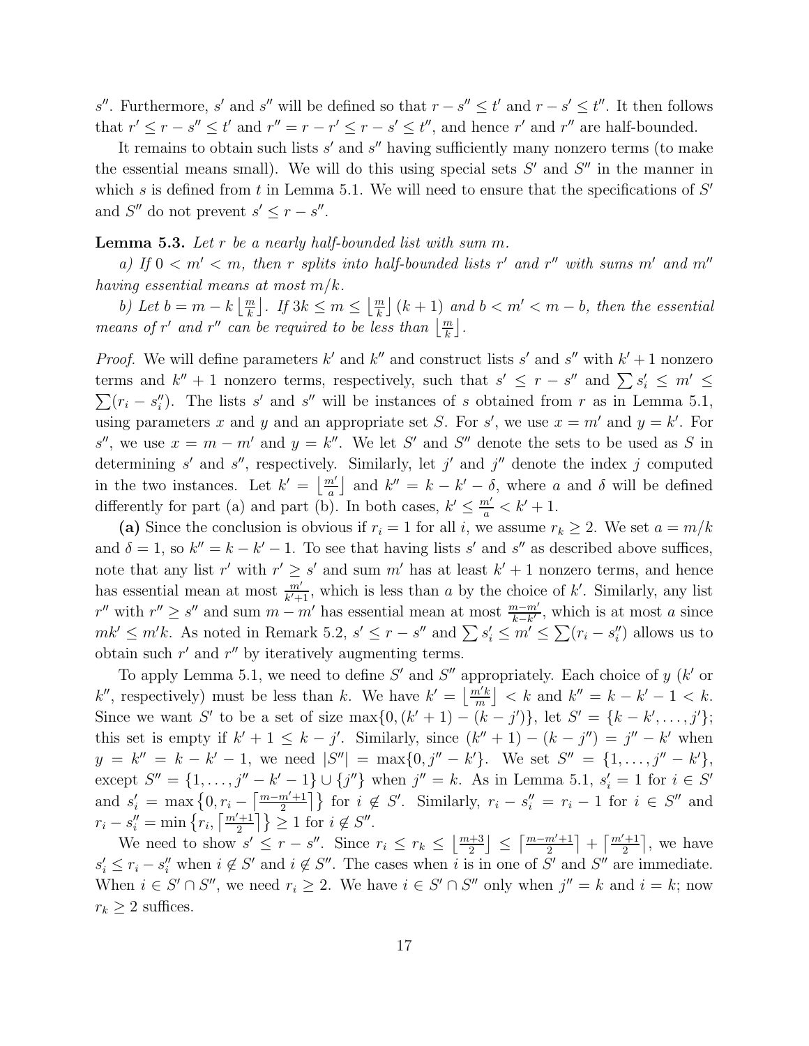$s''$. Furthermore, $s'$ and $s''$ will be defined so that $r - s'' \le t'$ and $r - s' \le t''$. It then follows that $r' \le r - s'' \le t'$ and $r'' = r - r' \le r - s' \le t''$, and hence $r'$ and $r''$ are half-bounded.

It remains to obtain such lists $s'$ and $s''$ having sufficiently many nonzero terms (to make the essential means small). We will do this using special sets $S'$ and $S''$ in the manner in which $s$ is defined from $t$ in Lemma 5.1. We will need to ensure that the specifications of $S'$ and $S''$ do not prevent $s' \le r - s''$.

**Lemma 5.3.** *Let $r$ be a nearly half-bounded list with sum $m$.*

*a) If $0 < m' < m$, then $r$ splits into half-bounded lists $r'$ and $r''$ with sums $m'$ and $m''$ having essential means at most $m/k$.*

*b) Let $b = m - k\left\lfloor \frac{m}{k} \right\rfloor$. If $3k \le m \le \left\lfloor \frac{m}{k} \right\rfloor (k+1)$ and $b < m' < m - b$, then the essential means of $r'$ and $r''$ can be required to be less than $\left\lfloor \frac{m}{k} \right\rfloor$.*

*Proof.* We will define parameters $k'$ and $k''$ and construct lists $s'$ and $s''$ with $k'+1$ nonzero terms and $k''+1$ nonzero terms, respectively, such that $s' \le r - s''$ and $\sum s'_i \le m' \le \sum(r_i - s''_i)$. The lists $s'$ and $s''$ will be instances of $s$ obtained from $r$ as in Lemma 5.1, using parameters $x$ and $y$ and an appropriate set $S$. For $s'$, we use $x = m'$ and $y = k'$. For $s''$, we use $x = m - m'$ and $y = k''$. We let $S'$ and $S''$ denote the sets to be used as $S$ in determining $s'$ and $s''$, respectively. Similarly, let $j'$ and $j''$ denote the index $j$ computed in the two instances. Let $k' = \left\lfloor \frac{m'}{a} \right\rfloor$ and $k'' = k - k' - \delta$, where $a$ and $\delta$ will be defined differently for part (a) and part (b). In both cases, $k' \le \frac{m'}{a} < k'+1$.

**(a)** Since the conclusion is obvious if $r_i = 1$ for all $i$, we assume $r_k \ge 2$. We set $a = m/k$ and $\delta = 1$, so $k'' = k - k' - 1$. To see that having lists $s'$ and $s''$ as described above suffices, note that any list $r'$ with $r' \ge s'$ and sum $m'$ has at least $k'+1$ nonzero terms, and hence has essential mean at most $\frac{m'}{k'+1}$, which is less than $a$ by the choice of $k'$. Similarly, any list $r''$ with $r'' \ge s''$ and sum $m - m'$ has essential mean at most $\frac{m-m'}{k-k'}$, which is at most $a$ since $mk' \le m'k$. As noted in Remark 5.2, $s' \le r - s''$ and $\sum s'_i \le m' \le \sum(r_i - s''_i)$ allows us to obtain such $r'$ and $r''$ by iteratively augmenting terms.

To apply Lemma 5.1, we need to define $S'$ and $S''$ appropriately. Each choice of $y$ ($k'$ or $k''$, respectively) must be less than $k$. We have $k' = \left\lfloor \frac{m'k}{m} \right\rfloor < k$ and $k'' = k - k' - 1 < k$. Since we want $S'$ to be a set of size $\max\{0, (k'+1) - (k-j')\}$, let $S' = \{k - k', \dots, j'\}$; this set is empty if $k'+1 \le k - j'$. Similarly, since $(k''+1) - (k - j'') = j'' - k'$ when $y = k'' = k - k' - 1$, we need $|S''| = \max\{0, j'' - k'\}$. We set $S'' = \{1, \dots, j'' - k'\}$, except $S'' = \{1, \dots, j'' - k' - 1\} \cup \{j''\}$ when $j'' = k$. As in Lemma 5.1, $s'_i = 1$ for $i \in S'$ and $s'_i = \max\left\{0, r_i - \left\lceil \frac{m-m'+1}{2} \right\rceil\right\}$ for $i \notin S'$. Similarly, $r_i - s''_i = r_i - 1$ for $i \in S''$ and $r_i - s''_i = \min\left\{r_i, \left\lceil \frac{m'+1}{2} \right\rceil\right\} \ge 1$ for $i \notin S''$.

We need to show $s' \le r - s''$. Since $r_i \le r_k \le \left\lfloor \frac{m+3}{2} \right\rfloor \le \left\lceil \frac{m-m'+1}{2} \right\rceil + \left\lceil \frac{m'+1}{2} \right\rceil$, we have $s'_i \le r_i - s''_i$ when $i \notin S'$ and $i \notin S''$. The cases when $i$ is in one of $S'$ and $S''$ are immediate. When $i \in S' \cap S''$, we need $r_i \ge 2$. We have $i \in S' \cap S''$ only when $j'' = k$ and $i = k$; now $r_k \ge 2$ suffices.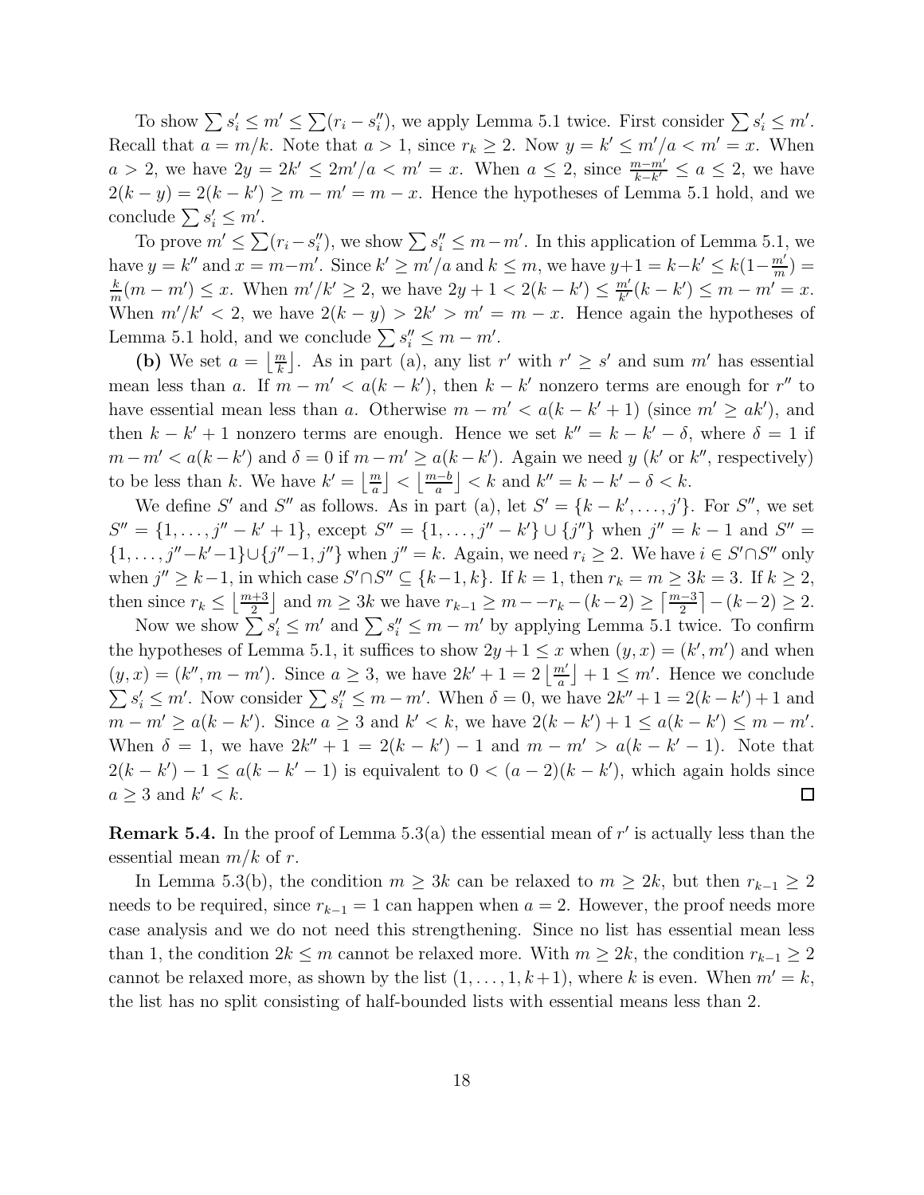To show $\sum s_i' \le m' \le \sum(r_i - s_i'')$, we apply Lemma 5.1 twice. First consider $\sum s_i' \le m'$. Recall that $a = m/k$. Note that $a > 1$, since $r_k \ge 2$. Now $y = k' \le m'/a < m' = x$. When $a > 2$, we have $2y = 2k' \le 2m'/a < m' = x$. When $a \le 2$, since $\frac{m-m'}{k-k'} \le a \le 2$, we have $2(k - y) = 2(k - k') \ge m - m' = m - x$. Hence the hypotheses of Lemma 5.1 hold, and we conclude $\sum s_i' \le m'$.

To prove $m' \le \sum(r_i - s_i'')$, we show $\sum s_i'' \le m - m'$. In this application of Lemma 5.1, we have $y = k''$ and $x = m - m'$. Since $k' \ge m'/a$ and $k \le m$, we have $y + 1 = k - k' \le k(1 - \frac{m'}{m}) = \frac{k}{m}(m - m') \le x$. When $m'/k' \ge 2$, we have $2y + 1 < 2(k - k') \le \frac{m'}{k'}(k - k') \le m - m' = x$. When $m'/k' < 2$, we have $2(k - y) > 2k' > m' = m - x$. Hence again the hypotheses of Lemma 5.1 hold, and we conclude $\sum s_i'' \le m - m'$.

**(b)** We set $a = \left\lfloor \frac{m}{k} \right\rfloor$. As in part (a), any list $r'$ with $r' \ge s'$ and sum $m'$ has essential mean less than $a$. If $m - m' < a(k - k')$, then $k - k'$ nonzero terms are enough for $r''$ to have essential mean less than $a$. Otherwise $m - m' < a(k - k' + 1)$ (since $m' \ge ak'$), and then $k - k' + 1$ nonzero terms are enough. Hence we set $k'' = k - k' - \delta$, where $\delta = 1$ if $m - m' < a(k - k')$ and $\delta = 0$ if $m - m' \ge a(k - k')$. Again we need $y$ ($k'$ or $k''$, respectively) to be less than $k$. We have $k' = \left\lfloor \frac{m}{a} \right\rfloor < \left\lfloor \frac{m-b}{a} \right\rfloor < k$ and $k'' = k - k' - \delta < k$.

We define $S'$ and $S''$ as follows. As in part (a), let $S' = \{k - k', \dots, j'\}$. For $S''$, we set $S'' = \{1, \dots, j'' - k' + 1\}$, except $S'' = \{1, \dots, j'' - k'\} \cup \{j''\}$ when $j'' = k - 1$ and $S'' = \{1, \dots, j'' - k' - 1\} \cup \{j'' - 1, j''\}$ when $j'' = k$. Again, we need $r_i \ge 2$. We have $i \in S' \cap S''$ only when $j'' \ge k - 1$, in which case $S' \cap S'' \subseteq \{k - 1, k\}$. If $k = 1$, then $r_k = m \ge 3k = 3$. If $k \ge 2$, then since $r_k \le \left\lfloor \frac{m+3}{2} \right\rfloor$ and $m \ge 3k$ we have $r_{k-1} \ge m - -r_k - (k - 2) \ge \left\lceil \frac{m-3}{2} \right\rceil - (k - 2) \ge 2$.

Now we show $\sum s_i' \le m'$ and $\sum s_i'' \le m - m'$ by applying Lemma 5.1 twice. To confirm the hypotheses of Lemma 5.1, it suffices to show $2y + 1 \le x$ when $(y, x) = (k', m')$ and when $(y, x) = (k'', m - m')$. Since $a \ge 3$, we have $2k' + 1 = 2\left\lfloor \frac{m'}{a} \right\rfloor + 1 \le m'$. Hence we conclude $\sum s_i' \le m'$. Now consider $\sum s_i'' \le m - m'$. When $\delta = 0$, we have $2k'' + 1 = 2(k - k') + 1$ and $m - m' \ge a(k - k')$. Since $a \ge 3$ and $k' < k$, we have $2(k - k') + 1 \le a(k - k') \le m - m'$. When $\delta = 1$, we have $2k'' + 1 = 2(k - k') - 1$ and $m - m' > a(k - k' - 1)$. Note that $2(k - k') - 1 \le a(k - k' - 1)$ is equivalent to $0 < (a - 2)(k - k')$, which again holds since $a \ge 3$ and $k' < k$. □

**Remark 5.4.** In the proof of Lemma 5.3(a) the essential mean of $r'$ is actually less than the essential mean $m/k$ of $r$.

In Lemma 5.3(b), the condition $m \ge 3k$ can be relaxed to $m \ge 2k$, but then $r_{k-1} \ge 2$ needs to be required, since $r_{k-1} = 1$ can happen when $a = 2$. However, the proof needs more case analysis and we do not need this strengthening. Since no list has essential mean less than 1, the condition $2k \le m$ cannot be relaxed more. With $m \ge 2k$, the condition $r_{k-1} \ge 2$ cannot be relaxed more, as shown by the list $(1, \dots, 1, k+1)$, where $k$ is even. When $m' = k$, the list has no split consisting of half-bounded lists with essential means less than 2.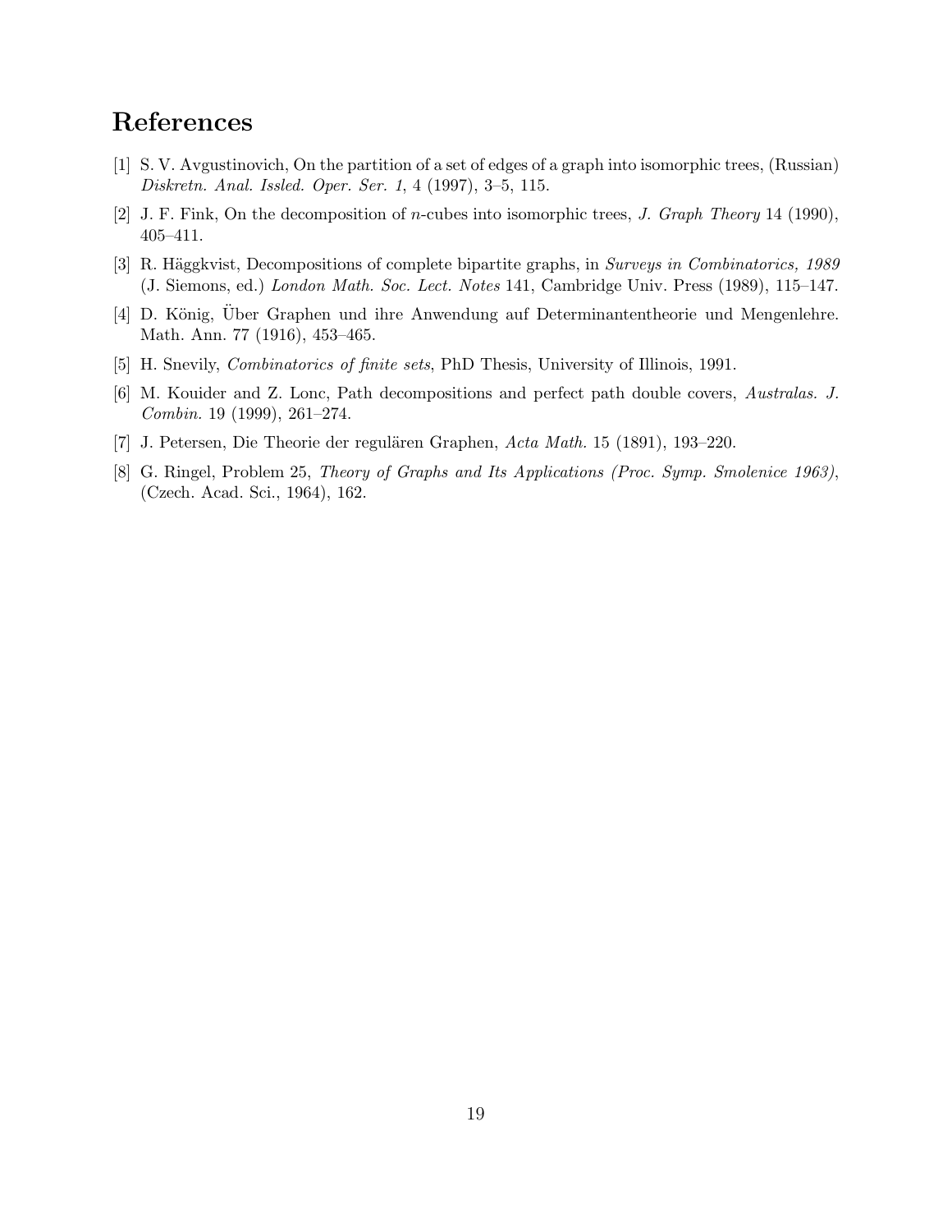# References

[1] S. V. Avgustinovich, On the partition of a set of edges of a graph into isomorphic trees, (Russian) *Diskretn. Anal. Issled. Oper. Ser. 1*, 4 (1997), 3–5, 115.

[2] J. F. Fink, On the decomposition of $n$-cubes into isomorphic trees, *J. Graph Theory* 14 (1990), 405–411.

[3] R. Häggkvist, Decompositions of complete bipartite graphs, in *Surveys in Combinatorics, 1989* (J. Siemons, ed.) *London Math. Soc. Lect. Notes* 141, Cambridge Univ. Press (1989), 115–147.

[4] D. König, Über Graphen und ihre Anwendung auf Determinantentheorie und Mengenlehre. Math. Ann. 77 (1916), 453–465.

[5] H. Snevily, *Combinatorics of finite sets*, PhD Thesis, University of Illinois, 1991.

[6] M. Kouider and Z. Lonc, Path decompositions and perfect path double covers, *Australas. J. Combin.* 19 (1999), 261–274.

[7] J. Petersen, Die Theorie der regulären Graphen, *Acta Math.* 15 (1891), 193–220.

[8] G. Ringel, Problem 25, *Theory of Graphs and Its Applications (Proc. Symp. Smolenice 1963)*, (Czech. Acad. Sci., 1964), 162.